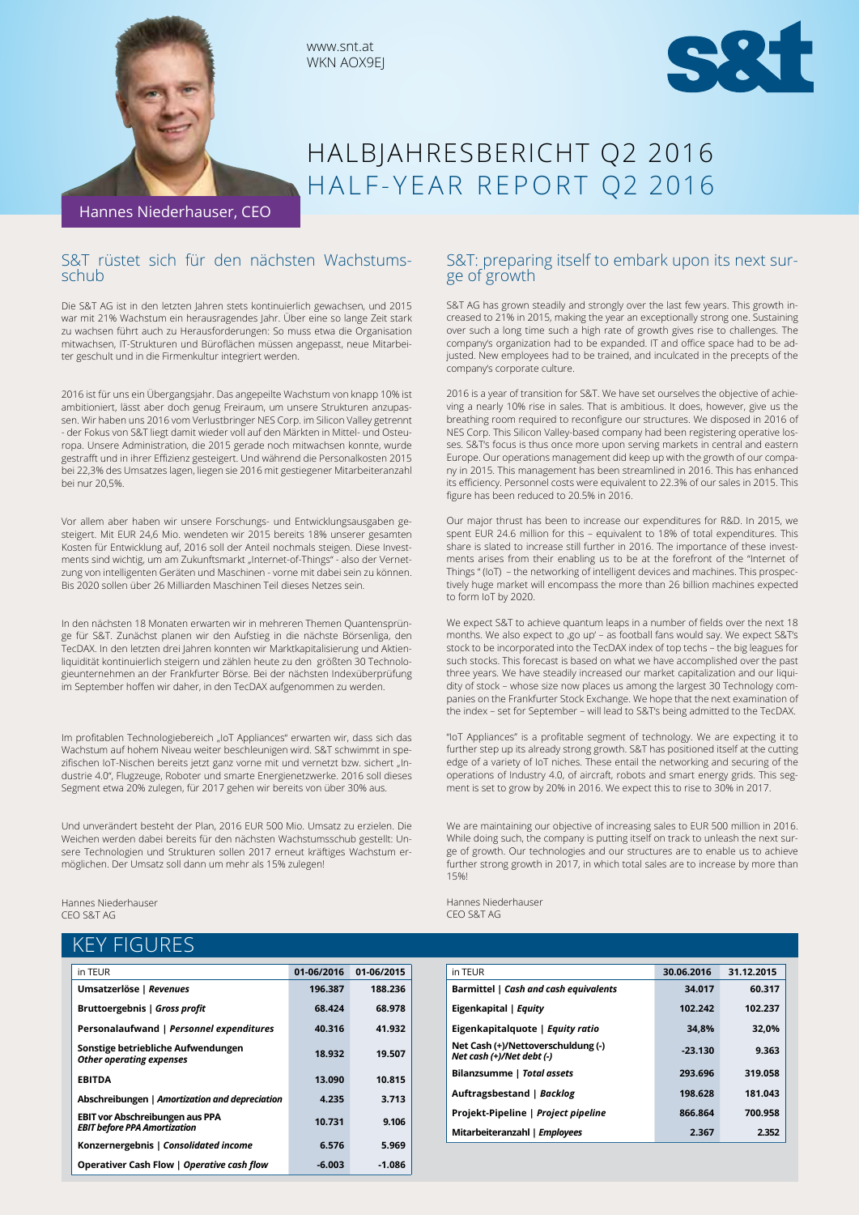www.snt.at
WKN AOX9EJ

# HALBJAHRESBERICHT Q2 2016
# HALF-YEAR REPORT Q2 2016

Hannes Niederhauser, CEO

## S&T rüstet sich für den nächsten Wachstumsschub

Die S&T AG ist in den letzten Jahren stets kontinuierlich gewachsen, und 2015 war mit 21% Wachstum ein herausragendes Jahr. Über eine so lange Zeit stark zu wachsen führt auch zu Herausforderungen: So muss etwa die Organisation mitwachsen, IT-Strukturen und Büroflächen müssen angepasst, neue Mitarbeiter geschult und in die Firmenkultur integriert werden.

2016 ist für uns ein Übergangsjahr. Das angepeilte Wachstum von knapp 10% ist ambitioniert, lässt aber doch genug Freiraum, um unsere Strukturen anzupassen. Wir haben uns 2016 vom Verlustbringer NES Corp. im Silicon Valley getrennt - der Fokus von S&T liegt damit wieder voll auf den Märkten in Mittel- und Osteuropa. Unsere Administration, die 2015 gerade noch mitwachsen konnte, wurde gestrafft und in ihrer Effizienz gesteigert. Und während die Personalkosten 2015 bei 22,3% des Umsatzes lagen, liegen sie 2016 mit gestiegener Mitarbeiteranzahl bei nur 20,5%.

Vor allem aber haben wir unsere Forschungs- und Entwicklungsausgaben gesteigert. Mit EUR 24,6 Mio. wendeten wir 2015 bereits 18% unserer gesamten Kosten für Entwicklung auf, 2016 soll der Anteil nochmals steigen. Diese Investments sind wichtig, um am Zukunftsmarkt „Internet-of-Things" - also der Vernetzung von intelligenten Geräten und Maschinen - vorne mit dabei sein zu können. Bis 2020 sollen über 26 Milliarden Maschinen Teil dieses Netzes sein.

In den nächsten 18 Monaten erwarten wir in mehreren Themen Quantensprünge für S&T. Zunächst planen wir den Aufstieg in die nächste Börsenliga, den TecDAX. In den letzten drei Jahren konnten wir Marktkapitalisierung und Aktienliquidität kontinuierlich steigern und zählen heute zu den größten 30 Technologieunternehmen an der Frankfurter Börse. Bei der nächsten Indexüberprüfung im September hoffen wir daher, in den TecDAX aufgenommen zu werden.

Im profitablen Technologiebereich „IoT Appliances" erwarten wir, dass sich das Wachstum auf hohem Niveau weiter beschleunigen wird. S&T schwimmt in spezifischen IoT-Nischen bereits jetzt ganz vorne mit und vernetzt bzw. sichert „Industrie 4.0", Flugzeuge, Roboter und smarte Energienetzwerke. 2016 soll dieses Segment etwa 20% zulegen, für 2017 gehen wir bereits von über 30% aus.

Und unverändert besteht der Plan, 2016 EUR 500 Mio. Umsatz zu erzielen. Die Weichen werden dabei bereits für den nächsten Wachstumsschub gestellt: Unsere Technologien und Strukturen sollen 2017 erneut kräftiges Wachstum ermöglichen. Der Umsatz soll dann um mehr als 15% zulegen!

Hannes Niederhauser
CEO S&T AG

## S&T: preparing itself to embark upon its next surge of growth

S&T AG has grown steadily and strongly over the last few years. This growth increased to 21% in 2015, making the year an exceptionally strong one. Sustaining over such a long time such a high rate of growth gives rise to challenges. The company's organization had to be expanded. IT and office space had to be adjusted. New employees had to be trained, and inculcated in the precepts of the company's corporate culture.

2016 is a year of transition for S&T. We have set ourselves the objective of achieving a nearly 10% rise in sales. That is ambitious. It does, however, give us the breathing room required to reconfigure our structures. We disposed in 2016 of NES Corp. This Silicon Valley-based company had been registering operative losses. S&T's focus is thus once more upon serving markets in central and eastern Europe. Our operations management did keep up with the growth of our company in 2015. This management has been streamlined in 2016. This has enhanced its efficiency. Personnel costs were equivalent to 22.3% of our sales in 2015. This figure has been reduced to 20.5% in 2016.

Our major thrust has been to increase our expenditures for R&D. In 2015, we spent EUR 24.6 million for this – equivalent to 18% of total expenditures. This share is slated to increase still further in 2016. The importance of these investments arises from their enabling us to be at the forefront of the "Internet of Things " (IoT) – the networking of intelligent devices and machines. This prospectively huge market will encompass the more than 26 billion machines expected to form IoT by 2020.

We expect S&T to achieve quantum leaps in a number of fields over the next 18 months. We also expect to ‚go up' – as football fans would say. We expect S&T's stock to be incorporated into the TecDAX index of top techs – the big leagues for such stocks. This forecast is based on what we have accomplished over the past three years. We have steadily increased our market capitalization and our liquidity of stock – whose size now places us among the largest 30 Technology companies on the Frankfurt Stock Exchange. We hope that the next examination of the index – set for September – will lead to S&T's being admitted to the TecDAX.

"IoT Appliances" is a profitable segment of technology. We are expecting it to further step up its already strong growth. S&T has positioned itself at the cutting edge of a variety of IoT niches. These entail the networking and securing of the operations of Industry 4.0, of aircraft, robots and smart energy grids. This segment is set to grow by 20% in 2016. We expect this to rise to 30% in 2017.

We are maintaining our objective of increasing sales to EUR 500 million in 2016. While doing such, the company is putting itself on track to unleash the next surge of growth. Our technologies and our structures are to enable us to achieve further strong growth in 2017, in which total sales are to increase by more than 15%!

Hannes Niederhauser
CEO S&T AG

## KEY FIGURES

| in TEUR | 01-06/2016 | 01-06/2015 |
|---|---|---|
| **Umsatzerlöse \| *Revenues*** | 196.387 | 188.236 |
| **Bruttoergebnis \| *Gross profit*** | 68.424 | 68.978 |
| **Personalaufwand \| *Personnel expenditures*** | 40.316 | 41.932 |
| **Sonstige betriebliche Aufwendungen *Other operating expenses*** | 18.932 | 19.507 |
| **EBITDA** | 13.090 | 10.815 |
| **Abschreibungen \| *Amortization and depreciation*** | 4.235 | 3.713 |
| **EBIT vor Abschreibungen aus PPA *EBIT before PPA Amortization*** | 10.731 | 9.106 |
| **Konzernergebnis \| *Consolidated income*** | 6.576 | 5.969 |
| **Operativer Cash Flow \| *Operative cash flow*** | -6.003 | -1.086 |

| in TEUR | 30.06.2016 | 31.12.2015 |
|---|---|---|
| **Barmittel \| *Cash and cash equivalents*** | 34.017 | 60.317 |
| **Eigenkapital \| *Equity*** | 102.242 | 102.237 |
| **Eigenkapitalquote \| *Equity ratio*** | 34,8% | 32,0% |
| **Net Cash (+)/Nettoverschuldung (-) *Net cash (+)/Net debt (-)*** | -23.130 | 9.363 |
| **Bilanzsumme \| *Total assets*** | 293.696 | 319.058 |
| **Auftragsbestand \| *Backlog*** | 198.628 | 181.043 |
| **Projekt-Pipeline \| *Project pipeline*** | 866.864 | 700.958 |
| **Mitarbeiteranzahl \| *Employees*** | 2.367 | 2.352 |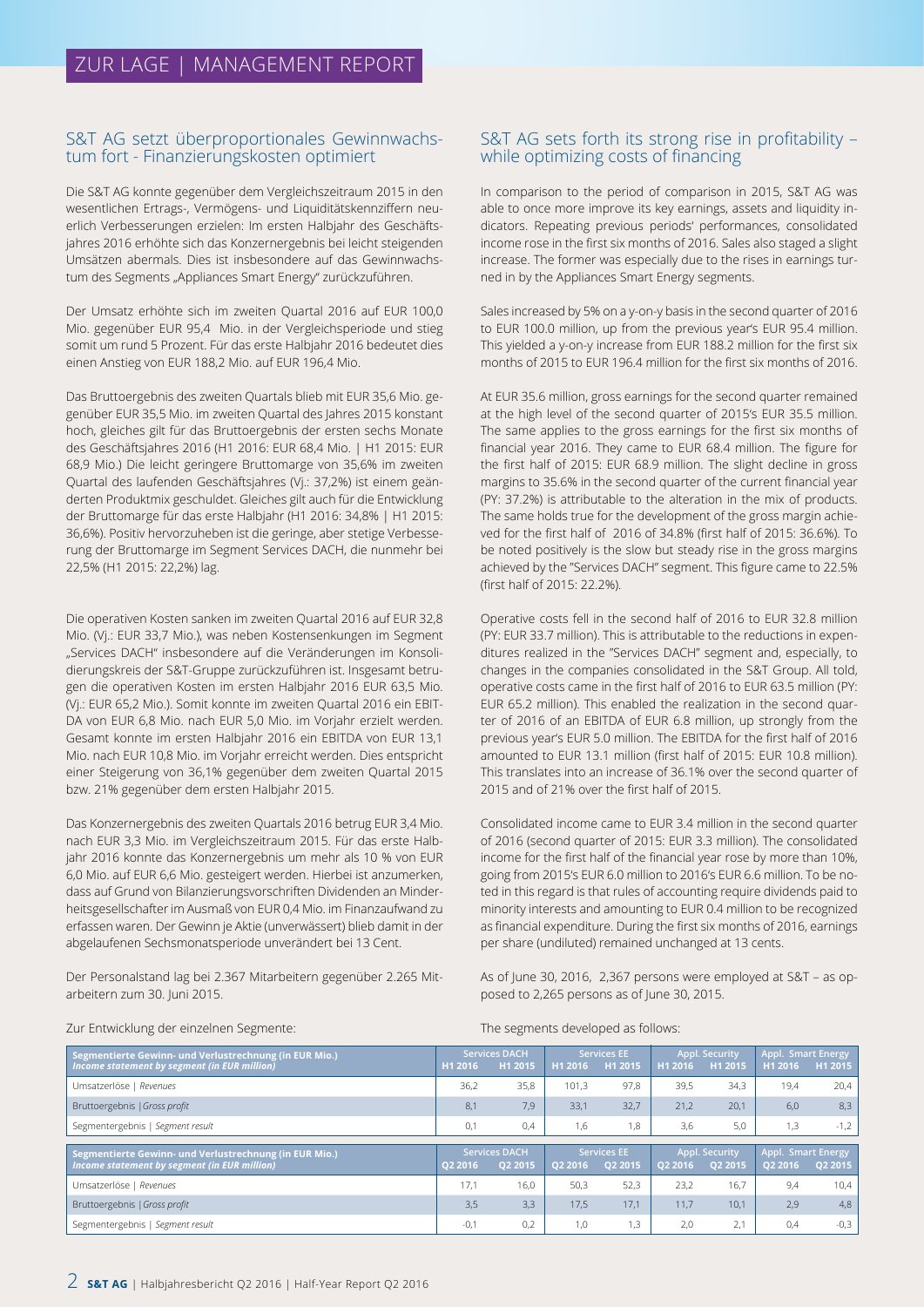# ZUR LAGE | MANAGEMENT REPORT

## S&T AG setzt überproportionales Gewinnwachstum fort - Finanzierungskosten optimiert

Die S&T AG konnte gegenüber dem Vergleichszeitraum 2015 in den wesentlichen Ertrags-, Vermögens- und Liquiditätskennziffern neuerlich Verbesserungen erzielen: Im ersten Halbjahr des Geschäftsjahres 2016 erhöhte sich das Konzernergebnis bei leicht steigenden Umsätzen abermals. Dies ist insbesondere auf das Gewinnwachstum des Segments „Appliances Smart Energy" zurückzuführen.

Der Umsatz erhöhte sich im zweiten Quartal 2016 auf EUR 100,0 Mio. gegenüber EUR 95,4 Mio. in der Vergleichsperiode und stieg somit um rund 5 Prozent. Für das erste Halbjahr 2016 bedeutet dies einen Anstieg von EUR 188,2 Mio. auf EUR 196,4 Mio.

Das Bruttoergebnis des zweiten Quartals blieb mit EUR 35,6 Mio. gegenüber EUR 35,5 Mio. im zweiten Quartal des Jahres 2015 konstant hoch, gleiches gilt für das Bruttoergebnis der ersten sechs Monate des Geschäftsjahres 2016 (H1 2016: EUR 68,4 Mio. | H1 2015: EUR 68,9 Mio.) Die leicht geringere Bruttomarge von 35,6% im zweiten Quartal des laufenden Geschäftsjahres (Vj.: 37,2%) ist einem geänderten Produktmix geschuldet. Gleiches gilt auch für die Entwicklung der Bruttomarge für das erste Halbjahr (H1 2016: 34,8% | H1 2015: 36,6%). Positiv hervorzuheben ist die geringe, aber stetige Verbesserung der Bruttomarge im Segment Services DACH, die nunmehr bei 22,5% (H1 2015: 22,2%) lag.

Die operativen Kosten sanken im zweiten Quartal 2016 auf EUR 32,8 Mio. (Vj.: EUR 33,7 Mio.), was neben Kostensenkungen im Segment „Services DACH" insbesondere auf die Veränderungen im Konsolidierungskreis der S&T-Gruppe zurückzuführen ist. Insgesamt betrugen die operativen Kosten im ersten Halbjahr 2016 EUR 63,5 Mio. (Vj.: EUR 65,2 Mio.). Somit konnte im zweiten Quartal 2016 ein EBITDA von EUR 6,8 Mio. nach EUR 5,0 Mio. im Vorjahr erzielt werden. Gesamt konnte im ersten Halbjahr 2016 ein EBITDA von EUR 13,1 Mio. nach EUR 10,8 Mio. im Vorjahr erreicht werden. Dies entspricht einer Steigerung von 36,1% gegenüber dem zweiten Quartal 2015 bzw. 21% gegenüber dem ersten Halbjahr 2015.

Das Konzernergebnis des zweiten Quartals 2016 betrug EUR 3,4 Mio. nach EUR 3,3 Mio. im Vergleichszeitraum 2015. Für das erste Halbjahr 2016 konnte das Konzernergebnis um mehr als 10 % von EUR 6,0 Mio. auf EUR 6,6 Mio. gesteigert werden. Hierbei ist anzumerken, dass auf Grund von Bilanzierungsvorschriften Dividenden an Minderheitsgesellschafter im Ausmaß von EUR 0,4 Mio. im Finanzaufwand zu erfassen waren. Der Gewinn je Aktie (unverwässert) blieb damit in der abgelaufenen Sechsmonatsperiode unverändert bei 13 Cent.

Der Personalstand lag bei 2.367 Mitarbeitern gegenüber 2.265 Mitarbeitern zum 30. Juni 2015.

Zur Entwicklung der einzelnen Segmente:

## S&T AG sets forth its strong rise in profitability – while optimizing costs of financing

In comparison to the period of comparison in 2015, S&T AG was able to once more improve its key earnings, assets and liquidity indicators. Repeating previous periods' performances, consolidated income rose in the first six months of 2016. Sales also staged a slight increase. The former was especially due to the rises in earnings turned in by the Appliances Smart Energy segments.

Sales increased by 5% on a y-on-y basis in the second quarter of 2016 to EUR 100.0 million, up from the previous year's EUR 95.4 million. This yielded a y-on-y increase from EUR 188.2 million for the first six months of 2015 to EUR 196.4 million for the first six months of 2016.

At EUR 35.6 million, gross earnings for the second quarter remained at the high level of the second quarter of 2015's EUR 35.5 million. The same applies to the gross earnings for the first six months of financial year 2016. They came to EUR 68.4 million. The figure for the first half of 2015: EUR 68.9 million. The slight decline in gross margins to 35.6% in the second quarter of the current financial year (PY: 37.2%) is attributable to the alteration in the mix of products. The same holds true for the development of the gross margin achieved for the first half of 2016 of 34.8% (first half of 2015: 36.6%). To be noted positively is the slow but steady rise in the gross margins achieved by the "Services DACH" segment. This figure came to 22.5% (first half of 2015: 22.2%).

Operative costs fell in the second half of 2016 to EUR 32.8 million (PY: EUR 33.7 million). This is attributable to the reductions in expenditures realized in the "Services DACH" segment and, especially, to changes in the companies consolidated in the S&T Group. All told, operative costs came in the first half of 2016 to EUR 63.5 million (PY: EUR 65.2 million). This enabled the realization in the second quarter of 2016 of an EBITDA of EUR 6.8 million, up strongly from the previous year's EUR 5.0 million. The EBITDA for the first half of 2016 amounted to EUR 13.1 million (first half of 2015: EUR 10.8 million). This translates into an increase of 36.1% over the second quarter of 2015 and of 21% over the first half of 2015.

Consolidated income came to EUR 3.4 million in the second quarter of 2016 (second quarter of 2015: EUR 3.3 million). The consolidated income for the first half of the financial year rose by more than 10%, going from 2015's EUR 6.0 million to 2016's EUR 6.6 million. To be noted in this regard is that rules of accounting require dividends paid to minority interests and amounting to EUR 0.4 million to be recognized as financial expenditure. During the first six months of 2016, earnings per share (undiluted) remained unchanged at 13 cents.

As of June 30, 2016, 2,367 persons were employed at S&T – as opposed to 2,265 persons as of June 30, 2015.

The segments developed as follows:

| Segmentierte Gewinn- und Verlustrechnung (in EUR Mio.) *Income statement by segment (in EUR million)* | Services DACH H1 2016 | Services DACH H1 2015 | Services EE H1 2016 | Services EE H1 2015 | Appl. Security H1 2016 | Appl. Security H1 2015 | Appl. Smart Energy H1 2016 | Appl. Smart Energy H1 2015 |
|---|---|---|---|---|---|---|---|---|
| Umsatzerlöse \| *Revenues* | 36,2 | 35,8 | 101,3 | 97,8 | 39,5 | 34,3 | 19,4 | 20,4 |
| Bruttoergebnis \| *Gross profit* | 8,1 | 7,9 | 33,1 | 32,7 | 21,2 | 20,1 | 6,0 | 8,3 |
| Segmentergebnis \| *Segment result* | 0,1 | 0,4 | 1,6 | 1,8 | 3,6 | 5,0 | 1,3 | -1,2 |

| Segmentierte Gewinn- und Verlustrechnung (in EUR Mio.) *Income statement by segment (in EUR million)* | Services DACH Q2 2016 | Services DACH Q2 2015 | Services EE Q2 2016 | Services EE Q2 2015 | Appl. Security Q2 2016 | Appl. Security Q2 2015 | Appl. Smart Energy Q2 2016 | Appl. Smart Energy Q2 2015 |
|---|---|---|---|---|---|---|---|---|
| Umsatzerlöse \| *Revenues* | 17,1 | 16,0 | 50,3 | 52,3 | 23,2 | 16,7 | 9,4 | 10,4 |
| Bruttoergebnis \| *Gross profit* | 3,5 | 3,3 | 17,5 | 17,1 | 11,7 | 10,1 | 2,9 | 4,8 |
| Segmentergebnis \| *Segment result* | -0,1 | 0,2 | 1,0 | 1,3 | 2,0 | 2,1 | 0,4 | -0,3 |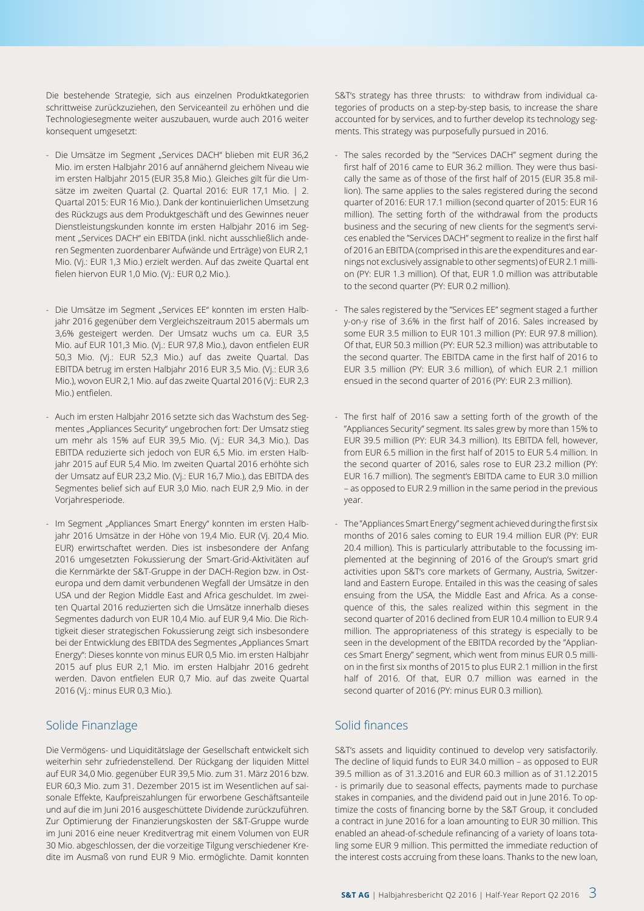Die bestehende Strategie, sich aus einzelnen Produktkategorien schrittweise zurückzuziehen, den Serviceanteil zu erhöhen und die Technologiesegmente weiter auszubauen, wurde auch 2016 weiter konsequent umgesetzt:

- Die Umsätze im Segment „Services DACH" blieben mit EUR 36,2 Mio. im ersten Halbjahr 2016 auf annähernd gleichem Niveau wie im ersten Halbjahr 2015 (EUR 35,8 Mio.). Gleiches gilt für die Umsätze im zweiten Quartal (2. Quartal 2016: EUR 17,1 Mio. | 2. Quartal 2015: EUR 16 Mio.). Dank der kontinuierlichen Umsetzung des Rückzugs aus dem Produktgeschäft und des Gewinnes neuer Dienstleistungskunden konnte im ersten Halbjahr 2016 im Segment „Services DACH" ein EBITDA (inkl. nicht ausschließlich anderen Segmenten zuordenbarer Aufwände und Erträge) von EUR 2,1 Mio. (Vj.: EUR 1,3 Mio.) erzielt werden. Auf das zweite Quartal entfielen hiervon EUR 1,0 Mio. (Vj.: EUR 0,2 Mio.).

- Die Umsätze im Segment „Services EE" konnten im ersten Halbjahr 2016 gegenüber dem Vergleichszeitraum 2015 abermals um 3,6% gesteigert werden. Der Umsatz wuchs um ca. EUR 3,5 Mio. auf EUR 101,3 Mio. (Vj.: EUR 97,8 Mio.), davon entfielen EUR 50,3 Mio. (Vj.: EUR 52,3 Mio.) auf das zweite Quartal. Das EBITDA betrug im ersten Halbjahr 2016 EUR 3,5 Mio. (Vj.: EUR 3,6 Mio.), wovon EUR 2,1 Mio. auf das zweite Quartal 2016 (Vj.: EUR 2,3 Mio.) entfielen.

- Auch im ersten Halbjahr 2016 setzte sich das Wachstum des Segmentes „Appliances Security" ungebrochen fort: Der Umsatz stieg um mehr als 15% auf EUR 39,5 Mio. (Vj.: EUR 34,3 Mio.). Das EBITDA reduzierte sich jedoch von EUR 6,5 Mio. im ersten Halbjahr 2015 auf EUR 5,4 Mio. Im zweiten Quartal 2016 erhöhte sich der Umsatz auf EUR 23,2 Mio. (Vj.: EUR 16,7 Mio.), das EBITDA des Segmentes belief sich auf EUR 3,0 Mio. nach EUR 2,9 Mio. in der Vorjahresperiode.

- Im Segment „Appliances Smart Energy" konnten im ersten Halbjahr 2016 Umsätze in der Höhe von 19,4 Mio. EUR (Vj. 20,4 Mio. EUR) erwirtschaftet werden. Dies ist insbesondere der Anfang 2016 umgesetzten Fokussierung der Smart-Grid-Aktivitäten auf die Kernmärkte der S&T-Gruppe in der DACH-Region bzw. in Osteuropa und dem damit verbundenen Wegfall der Umsätze in den USA und der Region Middle East and Africa geschuldet. Im zweiten Quartal 2016 reduzierten sich die Umsätze innerhalb dieses Segmentes dadurch von EUR 10,4 Mio. auf EUR 9,4 Mio. Die Richtigkeit dieser strategischen Fokussierung zeigt sich insbesondere bei der Entwicklung des EBITDA des Segmentes „Appliances Smart Energy": Dieses konnte von minus EUR 0,5 Mio. im ersten Halbjahr 2015 auf plus EUR 2,1 Mio. im ersten Halbjahr 2016 gedreht werden. Davon entfielen EUR 0,7 Mio. auf das zweite Quartal 2016 (Vj.: minus EUR 0,3 Mio.).

## Solide Finanzlage

Die Vermögens- und Liquiditätslage der Gesellschaft entwickelt sich weiterhin sehr zufriedenstellend. Der Rückgang der liquiden Mittel auf EUR 34,0 Mio. gegenüber EUR 39,5 Mio. zum 31. März 2016 bzw. EUR 60,3 Mio. zum 31. Dezember 2015 ist im Wesentlichen auf saisonale Effekte, Kaufpreiszahlungen für erworbene Geschäftsanteile und auf die im Juni 2016 ausgeschüttete Dividende zurückzuführen. Zur Optimierung der Finanzierungskosten der S&T-Gruppe wurde im Juni 2016 eine neuer Kreditvertrag mit einem Volumen von EUR 30 Mio. abgeschlossen, der die vorzeitige Tilgung verschiedener Kredite im Ausmaß von rund EUR 9 Mio. ermöglichte. Damit konnten

S&T's strategy has three thrusts: to withdraw from individual categories of products on a step-by-step basis, to increase the share accounted for by services, and to further develop its technology segments. This strategy was purposefully pursued in 2016.

- The sales recorded by the "Services DACH" segment during the first half of 2016 came to EUR 36.2 million. They were thus basically the same as of those of the first half of 2015 (EUR 35.8 million). The same applies to the sales registered during the second quarter of 2016: EUR 17.1 million (second quarter of 2015: EUR 16 million). The setting forth of the withdrawal from the products business and the securing of new clients for the segment's services enabled the "Services DACH" segment to realize in the first half of 2016 an EBITDA (comprised in this are the expenditures and earnings not exclusively assignable to other segments) of EUR 2.1 million (PY: EUR 1.3 million). Of that, EUR 1.0 million was attributable to the second quarter (PY: EUR 0.2 million).

- The sales registered by the "Services EE" segment staged a further y-on-y rise of 3.6% in the first half of 2016. Sales increased by some EUR 3.5 million to EUR 101.3 million (PY: EUR 97.8 million). Of that, EUR 50.3 million (PY: EUR 52.3 million) was attributable to the second quarter. The EBITDA came in the first half of 2016 to EUR 3.5 million (PY: EUR 3.6 million), of which EUR 2.1 million ensued in the second quarter of 2016 (PY: EUR 2.3 million).

- The first half of 2016 saw a setting forth of the growth of the "Appliances Security" segment. Its sales grew by more than 15% to EUR 39.5 million (PY: EUR 34.3 million). Its EBITDA fell, however, from EUR 6.5 million in the first half of 2015 to EUR 5.4 million. In the second quarter of 2016, sales rose to EUR 23.2 million (PY: EUR 16.7 million). The segment's EBITDA came to EUR 3.0 million – as opposed to EUR 2.9 million in the same period in the previous year.

- The "Appliances Smart Energy" segment achieved during the first six months of 2016 sales coming to EUR 19.4 million EUR (PY: EUR 20.4 million). This is particularly attributable to the focussing implemented at the beginning of 2016 of the Group's smart grid activities upon S&T's core markets of Germany, Austria, Switzerland and Eastern Europe. Entailed in this was the ceasing of sales ensuing from the USA, the Middle East and Africa. As a consequence of this, the sales realized within this segment in the second quarter of 2016 declined from EUR 10.4 million to EUR 9.4 million. The appropriateness of this strategy is especially to be seen in the development of the EBITDA recorded by the "Appliances Smart Energy" segment, which went from minus EUR 0.5 million in the first six months of 2015 to plus EUR 2.1 million in the first half of 2016. Of that, EUR 0.7 million was earned in the second quarter of 2016 (PY: minus EUR 0.3 million).

## Solid finances

S&T's assets and liquidity continued to develop very satisfactorily. The decline of liquid funds to EUR 34.0 million – as opposed to EUR 39.5 million as of 31.3.2016 and EUR 60.3 million as of 31.12.2015 - is primarily due to seasonal effects, payments made to purchase stakes in companies, and the dividend paid out in June 2016. To optimize the costs of financing borne by the S&T Group, it concluded a contract in June 2016 for a loan amounting to EUR 30 million. This enabled an ahead-of-schedule refinancing of a variety of loans totaling some EUR 9 million. This permitted the immediate reduction of the interest costs accruing from these loans. Thanks to the new loan,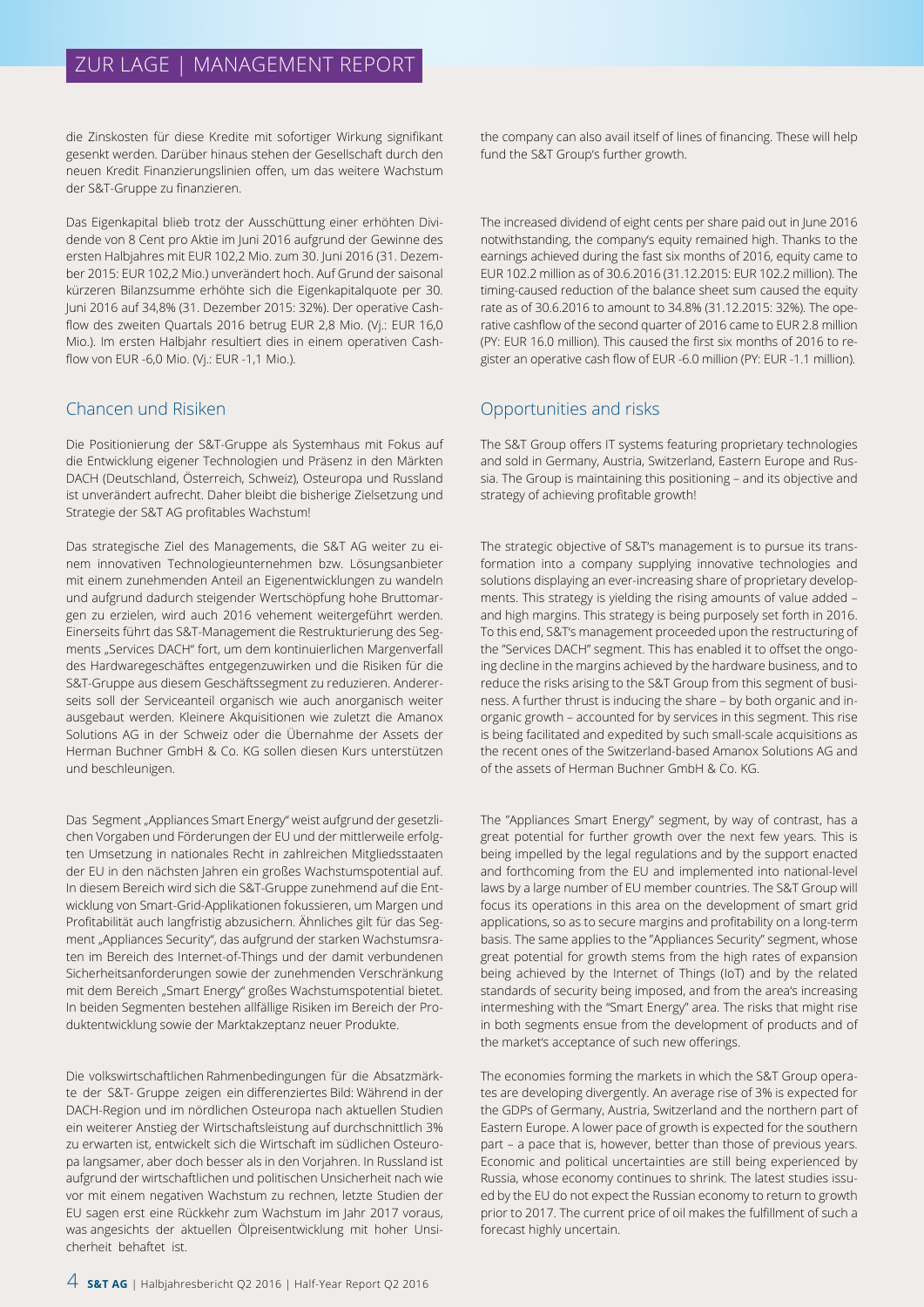die Zinskosten für diese Kredite mit sofortiger Wirkung signifikant gesenkt werden. Darüber hinaus stehen der Gesellschaft durch den neuen Kredit Finanzierungslinien offen, um das weitere Wachstum der S&T-Gruppe zu finanzieren.

Das Eigenkapital blieb trotz der Ausschüttung einer erhöhten Dividende von 8 Cent pro Aktie im Juni 2016 aufgrund der Gewinne des ersten Halbjahres mit EUR 102,2 Mio. zum 30. Juni 2016 (31. Dezember 2015: EUR 102,2 Mio.) unverändert hoch. Auf Grund der saisonal kürzeren Bilanzsumme erhöhte sich die Eigenkapitalquote per 30. Juni 2016 auf 34,8% (31. Dezember 2015: 32%). Der operative Cashflow des zweiten Quartals 2016 betrug EUR 2,8 Mio. (Vj.: EUR 16,0 Mio.). Im ersten Halbjahr resultiert dies in einem operativen Cashflow von EUR -6,0 Mio. (Vj.: EUR -1,1 Mio.).

## Chancen und Risiken

Die Positionierung der S&T-Gruppe als Systemhaus mit Fokus auf die Entwicklung eigener Technologien und Präsenz in den Märkten DACH (Deutschland, Österreich, Schweiz), Osteuropa und Russland ist unverändert aufrecht. Daher bleibt die bisherige Zielsetzung und Strategie der S&T AG profitables Wachstum!

Das strategische Ziel des Managements, die S&T AG weiter zu einem innovativen Technologieunternehmen bzw. Lösungsanbieter mit einem zunehmenden Anteil an Eigenentwicklungen zu wandeln und aufgrund dadurch steigender Wertschöpfung hohe Bruttomargen zu erzielen, wird auch 2016 vehement weitergeführt werden. Einerseits führt das S&T-Management die Restrukturierung des Segments „Services DACH" fort, um dem kontinuierlichen Margenverfall des Hardwaregeschäftes entgegenzuwirken und die Risiken für die S&T-Gruppe aus diesem Geschäftssegment zu reduzieren. Andererseits soll der Serviceanteil organisch wie auch anorganisch weiter ausgebaut werden. Kleinere Akquisitionen wie zuletzt die Amanox Solutions AG in der Schweiz oder die Übernahme der Assets der Herman Buchner GmbH & Co. KG sollen diesen Kurs unterstützen und beschleunigen.

Das Segment „Appliances Smart Energy" weist aufgrund der gesetzlichen Vorgaben und Förderungen der EU und der mittlerweile erfolgten Umsetzung in nationales Recht in zahlreichen Mitgliedsstaaten der EU in den nächsten Jahren ein großes Wachstumspotential auf. In diesem Bereich wird sich die S&T-Gruppe zunehmend auf die Entwicklung von Smart-Grid-Applikationen fokussieren, um Margen und Profitabilität auch langfristig abzusichern. Ähnliches gilt für das Segment „Appliances Security", das aufgrund der starken Wachstumsraten im Bereich des Internet-of-Things und der damit verbundenen Sicherheitsanforderungen sowie der zunehmenden Verschränkung mit dem Bereich „Smart Energy" großes Wachstumspotential bietet. In beiden Segmenten bestehen allfällige Risiken im Bereich der Produktentwicklung sowie der Marktakzeptanz neuer Produkte.

Die volkswirtschaftlichen Rahmenbedingungen für die Absatzmärkte der S&T- Gruppe zeigen ein differenziertes Bild: Während in der DACH-Region und im nördlichen Osteuropa nach aktuellen Studien ein weiterer Anstieg der Wirtschaftsleistung auf durchschnittlich 3% zu erwarten ist, entwickelt sich die Wirtschaft im südlichen Osteuropa langsamer, aber doch besser als in den Vorjahren. In Russland ist aufgrund der wirtschaftlichen und politischen Unsicherheit nach wie vor mit einem negativen Wachstum zu rechnen, letzte Studien der EU sagen erst eine Rückkehr zum Wachstum im Jahr 2017 voraus, was angesichts der aktuellen Ölpreisentwicklung mit hoher Unsicherheit behaftet ist.

the company can also avail itself of lines of financing. These will help fund the S&T Group's further growth.

The increased dividend of eight cents per share paid out in June 2016 notwithstanding, the company's equity remained high. Thanks to the earnings achieved during the fast six months of 2016, equity came to EUR 102.2 million as of 30.6.2016 (31.12.2015: EUR 102.2 million). The timing-caused reduction of the balance sheet sum caused the equity rate as of 30.6.2016 to amount to 34.8% (31.12.2015: 32%). The operative cashflow of the second quarter of 2016 came to EUR 2.8 million (PY: EUR 16.0 million). This caused the first six months of 2016 to register an operative cash flow of EUR -6.0 million (PY: EUR -1.1 million).

## Opportunities and risks

The S&T Group offers IT systems featuring proprietary technologies and sold in Germany, Austria, Switzerland, Eastern Europe and Russia. The Group is maintaining this positioning – and its objective and strategy of achieving profitable growth!

The strategic objective of S&T's management is to pursue its transformation into a company supplying innovative technologies and solutions displaying an ever-increasing share of proprietary developments. This strategy is yielding the rising amounts of value added – and high margins. This strategy is being purposely set forth in 2016. To this end, S&T's management proceeded upon the restructuring of the "Services DACH" segment. This has enabled it to offset the ongoing decline in the margins achieved by the hardware business, and to reduce the risks arising to the S&T Group from this segment of business. A further thrust is inducing the share – by both organic and inorganic growth – accounted for by services in this segment. This rise is being facilitated and expedited by such small-scale acquisitions as the recent ones of the Switzerland-based Amanox Solutions AG and of the assets of Herman Buchner GmbH & Co. KG.

The "Appliances Smart Energy" segment, by way of contrast, has a great potential for further growth over the next few years. This is being impelled by the legal regulations and by the support enacted and forthcoming from the EU and implemented into national-level laws by a large number of EU member countries. The S&T Group will focus its operations in this area on the development of smart grid applications, so as to secure margins and profitability on a long-term basis. The same applies to the "Appliances Security" segment, whose great potential for growth stems from the high rates of expansion being achieved by the Internet of Things (IoT) and by the related standards of security being imposed, and from the area's increasing intermeshing with the "Smart Energy" area. The risks that might rise in both segments ensue from the development of products and of the market's acceptance of such new offerings.

The economies forming the markets in which the S&T Group operates are developing divergently. An average rise of 3% is expected for the GDPs of Germany, Austria, Switzerland and the northern part of Eastern Europe. A lower pace of growth is expected for the southern part – a pace that is, however, better than those of previous years. Economic and political uncertainties are still being experienced by Russia, whose economy continues to shrink. The latest studies issued by the EU do not expect the Russian economy to return to growth prior to 2017. The current price of oil makes the fulfillment of such a forecast highly uncertain.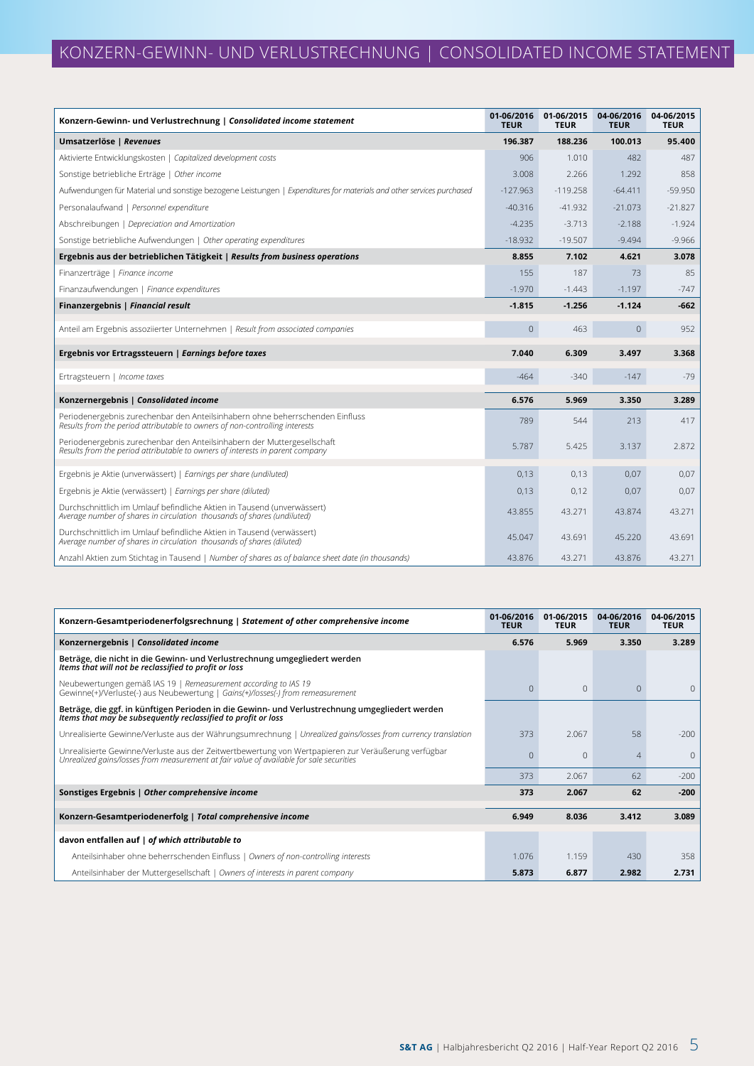# KONZERN-GEWINN- UND VERLUSTRECHNUNG | CONSOLIDATED INCOME STATEMENT

| **Konzern-Gewinn- und Verlustrechnung \| *Consolidated income statement*** | **01-06/2016 TEUR** | **01-06/2015 TEUR** | **04-06/2016 TEUR** | **04-06/2015 TEUR** |
|---|---|---|---|---|
| **Umsatzerlöse \| *Revenues*** | **196.387** | **188.236** | **100.013** | **95.400** |
| Aktivierte Entwicklungskosten \| *Capitalized development costs* | 906 | 1.010 | 482 | 487 |
| Sonstige betriebliche Erträge \| *Other income* | 3.008 | 2.266 | 1.292 | 858 |
| Aufwendungen für Material und sonstige bezogene Leistungen \| *Expenditures for materials and other services purchased* | -127.963 | -119.258 | -64.411 | -59.950 |
| Personalaufwand \| *Personnel expenditure* | -40.316 | -41.932 | -21.073 | -21.827 |
| Abschreibungen \| *Depreciation and Amortization* | -4.235 | -3.713 | -2.188 | -1.924 |
| Sonstige betriebliche Aufwendungen \| *Other operating expenditures* | -18.932 | -19.507 | -9.494 | -9.966 |
| **Ergebnis aus der betrieblichen Tätigkeit \| *Results from business operations*** | **8.855** | **7.102** | **4.621** | **3.078** |
| Finanzerträge \| *Finance income* | 155 | 187 | 73 | 85 |
| Finanzaufwendungen \| *Finance expenditures* | -1.970 | -1.443 | -1.197 | -747 |
| **Finanzergebnis \| *Financial result*** | **-1.815** | **-1.256** | **-1.124** | **-662** |
| Anteil am Ergebnis assoziierter Unternehmen \| *Result from associated companies* | 0 | 463 | 0 | 952 |
| **Ergebnis vor Ertragssteuern \| *Earnings before taxes*** | **7.040** | **6.309** | **3.497** | **3.368** |
| Ertragsteuern \| *Income taxes* | -464 | -340 | -147 | -79 |
| **Konzernergebnis \| *Consolidated income*** | **6.576** | **5.969** | **3.350** | **3.289** |
| Periodenergebnis zurechenbar den Anteilsinhabern ohne beherrschenden Einfluss *Results from the period attributable to owners of non-controlling interests* | 789 | 544 | 213 | 417 |
| Periodenergebnis zurechenbar den Anteilsinhabern der Muttergesellschaft *Results from the period attributable to owners of interests in parent company* | 5.787 | 5.425 | 3.137 | 2.872 |
| Ergebnis je Aktie (unverwässert) \| *Earnings per share (undiluted)* | 0,13 | 0,13 | 0,07 | 0,07 |
| Ergebnis je Aktie (verwässert) \| *Earnings per share (diluted)* | 0,13 | 0,12 | 0,07 | 0,07 |
| Durchschnittlich im Umlauf befindliche Aktien in Tausend (unverwässert) *Average number of shares in circulation thousands of shares (undiluted)* | 43.855 | 43.271 | 43.874 | 43.271 |
| Durchschnittlich im Umlauf befindliche Aktien in Tausend (verwässert) *Average number of shares in circulation thousands of shares (diluted)* | 45.047 | 43.691 | 45.220 | 43.691 |
| Anzahl Aktien zum Stichtag in Tausend \| *Number of shares as of balance sheet date (in thousands)* | 43.876 | 43.271 | 43.876 | 43.271 |

| **Konzern-Gesamtperiodenerfolgsrechnung \| *Statement of other comprehensive income*** | **01-06/2016 TEUR** | **01-06/2015 TEUR** | **04-06/2016 TEUR** | **04-06/2015 TEUR** |
|---|---|---|---|---|
| **Konzernergebnis \| *Consolidated income*** | **6.576** | **5.969** | **3.350** | **3.289** |
| **Beträge, die nicht in die Gewinn- und Verlustrechnung umgegliedert werden *Items that will not be reclassified to profit or loss*** | | | | |
| Neubewertungen gemäß IAS 19 \| *Remeasurement according to IAS 19* Gewinne(+)/Verluste(-) aus Neubewertung \| *Gains(+)/losses(-) from remeasurement* | 0 | 0 | 0 | 0 |
| **Beträge, die ggf. in künftigen Perioden in die Gewinn- und Verlustrechnung umgegliedert werden *Items that may be subsequently reclassified to profit or loss*** | | | | |
| Unrealisierte Gewinne/Verluste aus der Währungsumrechnung \| *Unrealized gains/losses from currency translation* | 373 | 2.067 | 58 | -200 |
| Unrealisierte Gewinne/Verluste aus der Zeitwertbewertung von Wertpapieren zur Veräußerung verfügbar *Unrealized gains/losses from measurement at fair value of available for sale securities* | 0 | 0 | 4 | 0 |
| | 373 | 2.067 | 62 | -200 |
| **Sonstiges Ergebnis \| *Other comprehensive income*** | **373** | **2.067** | **62** | **-200** |
| **Konzern-Gesamtperiodenerfolg \| *Total comprehensive income*** | **6.949** | **8.036** | **3.412** | **3.089** |
| **davon entfallen auf \| *of which attributable to*** | | | | |
| Anteilsinhaber ohne beherrschenden Einfluss \| *Owners of non-controlling interests* | 1.076 | 1.159 | 430 | 358 |
| Anteilsinhaber der Muttergesellschaft \| *Owners of interests in parent company* | **5.873** | **6.877** | **2.982** | **2.731** |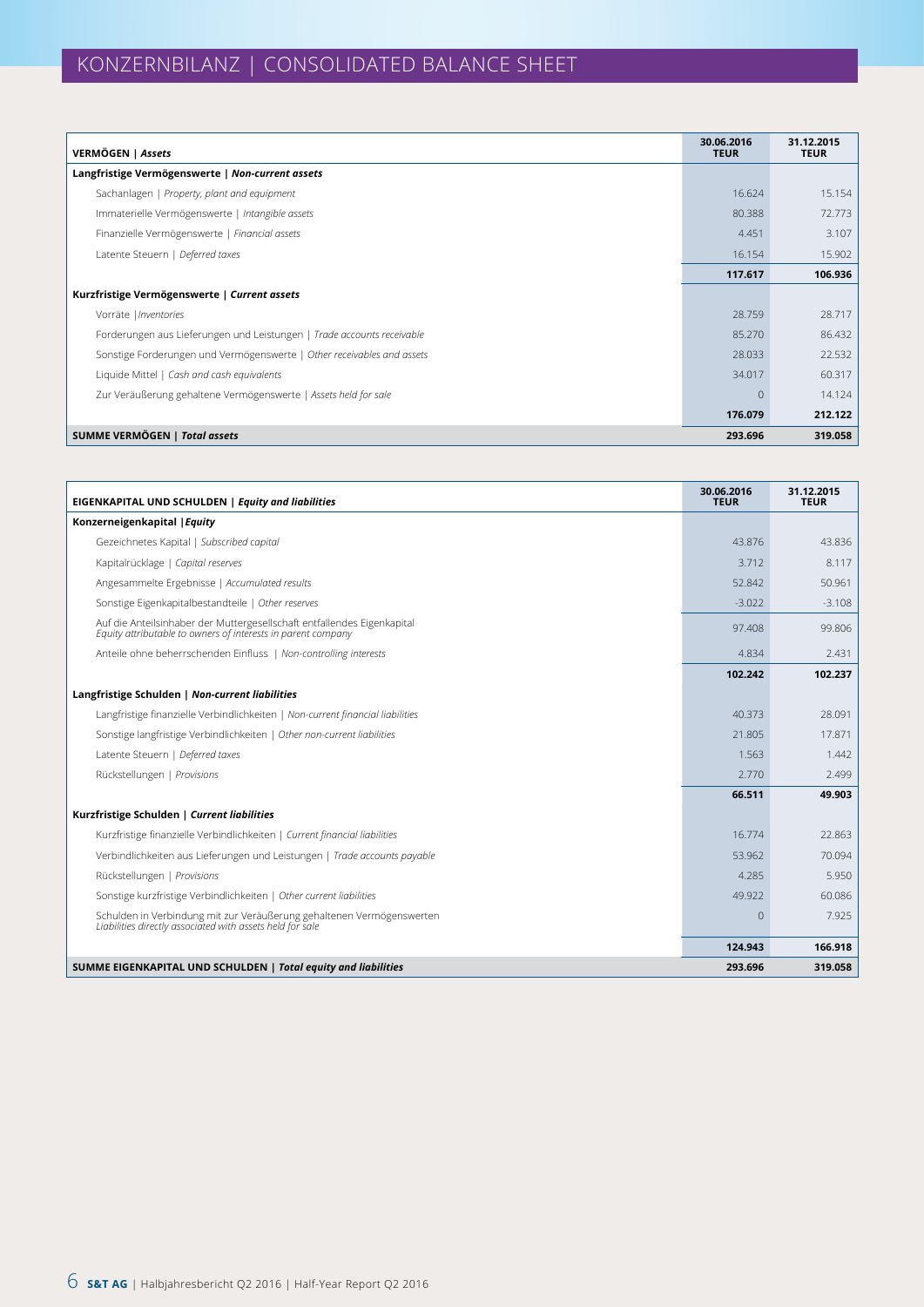# KONZERNBILANZ | CONSOLIDATED BALANCE SHEET

| **VERMÖGEN \| *Assets*** | **30.06.2016 TEUR** | **31.12.2015 TEUR** |
|---|---|---|
| **Langfristige Vermögenswerte \| *Non-current assets*** | | |
| Sachanlagen \| *Property, plant and equipment* | 16.624 | 15.154 |
| Immaterielle Vermögenswerte \| *Intangible assets* | 80.388 | 72.773 |
| Finanzielle Vermögenswerte \| *Financial assets* | 4.451 | 3.107 |
| Latente Steuern \| *Deferred taxes* | 16.154 | 15.902 |
| | **117.617** | **106.936** |
| **Kurzfristige Vermögenswerte \| *Current assets*** | | |
| Vorräte \|*Inventories* | 28.759 | 28.717 |
| Forderungen aus Lieferungen und Leistungen \| *Trade accounts receivable* | 85.270 | 86.432 |
| Sonstige Forderungen und Vermögenswerte \| *Other receivables and assets* | 28.033 | 22.532 |
| Liquide Mittel \| *Cash and cash equivalents* | 34.017 | 60.317 |
| Zur Veräußerung gehaltene Vermögenswerte \| *Assets held for sale* | 0 | 14.124 |
| | **176.079** | **212.122** |
| **SUMME VERMÖGEN \| *Total assets*** | **293.696** | **319.058** |

| **EIGENKAPITAL UND SCHULDEN \| *Equity and liabilities*** | **30.06.2016 TEUR** | **31.12.2015 TEUR** |
|---|---|---|
| **Konzerneigenkapital \|*Equity*** | | |
| Gezeichnetes Kapital \| *Subscribed capital* | 43.876 | 43.836 |
| Kapitalrücklage \| *Capital reserves* | 3.712 | 8.117 |
| Angesammelte Ergebnisse \| *Accumulated results* | 52.842 | 50.961 |
| Sonstige Eigenkapitalbestandteile \| *Other reserves* | -3.022 | -3.108 |
| Auf die Anteilsinhaber der Muttergesellschaft entfallendes Eigenkapital *Equity attributable to owners of interests in parent company* | 97.408 | 99.806 |
| Anteile ohne beherrschenden Einfluss \| *Non-controlling interests* | 4.834 | 2.431 |
| | **102.242** | **102.237** |
| **Langfristige Schulden \| *Non-current liabilities*** | | |
| Langfristige finanzielle Verbindlichkeiten \| *Non-current financial liabilities* | 40.373 | 28.091 |
| Sonstige langfristige Verbindlichkeiten \| *Other non-current liabilities* | 21.805 | 17.871 |
| Latente Steuern \| *Deferred taxes* | 1.563 | 1.442 |
| Rückstellungen \| *Provisions* | 2.770 | 2.499 |
| | **66.511** | **49.903** |
| **Kurzfristige Schulden \| *Current liabilities*** | | |
| Kurzfristige finanzielle Verbindlichkeiten \| *Current financial liabilities* | 16.774 | 22.863 |
| Verbindlichkeiten aus Lieferungen und Leistungen \| *Trade accounts payable* | 53.962 | 70.094 |
| Rückstellungen \| *Provisions* | 4.285 | 5.950 |
| Sonstige kurzfristige Verbindlichkeiten \| *Other current liabilities* | 49.922 | 60.086 |
| Schulden in Verbindung mit zur Veräußerung gehaltenen Vermögenswerten *Liabilities directly associated with assets held for sale* | 0 | 7.925 |
| | **124.943** | **166.918** |
| **SUMME EIGENKAPITAL UND SCHULDEN \| *Total equity and liabilities*** | **293.696** | **319.058** |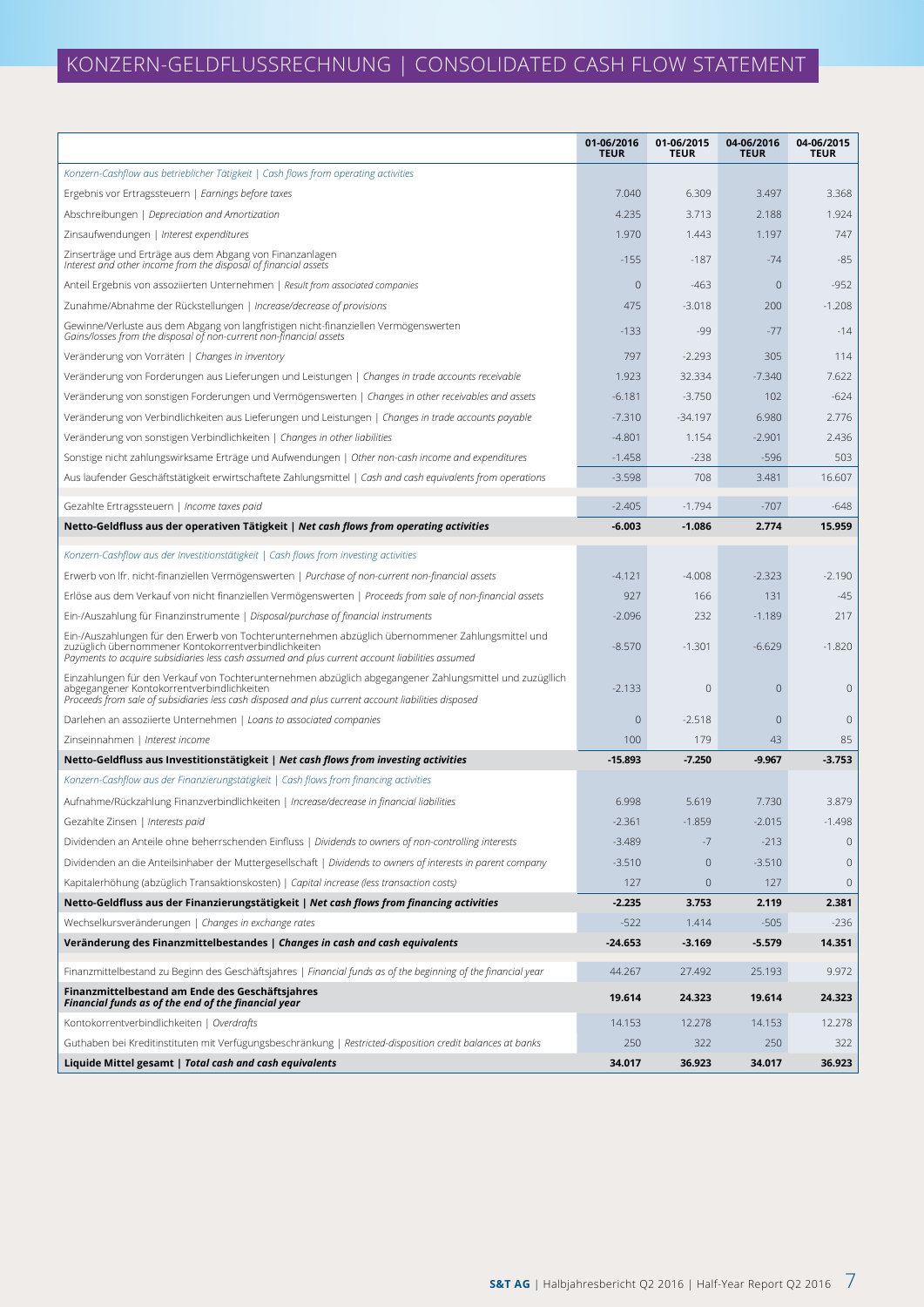# KONZERN-GELDFLUSSRECHNUNG | CONSOLIDATED CASH FLOW STATEMENT

| | 01-06/2016 TEUR | 01-06/2015 TEUR | 04-06/2016 TEUR | 04-06/2015 TEUR |
|---|---|---|---|---|
| *Konzern-Cashflow aus betrieblicher Tätigkeit \| Cash flows from operating activities* | | | | |
| Ergebnis vor Ertragssteuern \| *Earnings before taxes* | 7.040 | 6.309 | 3.497 | 3.368 |
| Abschreibungen \| *Depreciation and Amortization* | 4.235 | 3.713 | 2.188 | 1.924 |
| Zinsaufwendungen \| *Interest expenditures* | 1.970 | 1.443 | 1.197 | 747 |
| Zinserträge und Erträge aus dem Abgang von Finanzanlagen *Interest and other income from the disposal of financial assets* | -155 | -187 | -74 | -85 |
| Anteil Ergebnis von assoziierten Unternehmen \| *Result from associated companies* | 0 | -463 | 0 | -952 |
| Zunahme/Abnahme der Rückstellungen \| *Increase/decrease of provisions* | 475 | -3.018 | 200 | -1.208 |
| Gewinne/Verluste aus dem Abgang von langfristigen nicht-finanziellen Vermögenswerten *Gains/losses from the disposal of non-current non-financial assets* | -133 | -99 | -77 | -14 |
| Veränderung von Vorräten \| *Changes in inventory* | 797 | -2.293 | 305 | 114 |
| Veränderung von Forderungen aus Lieferungen und Leistungen \| *Changes in trade accounts receivable* | 1.923 | 32.334 | -7.340 | 7.622 |
| Veränderung von sonstigen Forderungen und Vermögenswerten \| *Changes in other receivables and assets* | -6.181 | -3.750 | 102 | -624 |
| Veränderung von Verbindlichkeiten aus Lieferungen und Leistungen \| *Changes in trade accounts payable* | -7.310 | -34.197 | 6.980 | 2.776 |
| Veränderung von sonstigen Verbindlichkeiten \| *Changes in other liabilities* | -4.801 | 1.154 | -2.901 | 2.436 |
| Sonstige nicht zahlungswirksame Erträge und Aufwendungen \| *Other non-cash income and expenditures* | -1.458 | -238 | -596 | 503 |
| Aus laufender Geschäftstätigkeit erwirtschaftete Zahlungsmittel \| *Cash and cash equivalents from operations* | -3.598 | 708 | 3.481 | 16.607 |
| Gezahlte Ertragssteuern \| *Income taxes paid* | -2.405 | -1.794 | -707 | -648 |
| **Netto-Geldfluss aus der operativen Tätigkeit \| *Net cash flows from operating activities*** | **-6.003** | **-1.086** | **2.774** | **15.959** |
| *Konzern-Cashflow aus der Investitionstätigkeit \| Cash flows from investing activities* | | | | |
| Erwerb von lfr. nicht-finanziellen Vermögenswerten \| *Purchase of non-current non-financial assets* | -4.121 | -4.008 | -2.323 | -2.190 |
| Erlöse aus dem Verkauf von nicht finanziellen Vermögenswerten \| *Proceeds from sale of non-financial assets* | 927 | 166 | 131 | -45 |
| Ein-/Auszahlung für Finanzinstrumente \| *Disposal/purchase of financial instruments* | -2.096 | 232 | -1.189 | 217 |
| Ein-/Auszahlungen für den Erwerb von Tochterunternehmen abzüglich übernommener Zahlungsmittel und zuzüglich übernommener Kontokorrentverbindlichkeiten *Payments to acquire subsidiaries less cash assumed and plus current account liabilities assumed* | -8.570 | -1.301 | -6.629 | -1.820 |
| Einzahlungen für den Verkauf von Tochterunternehmen abzüglich abgegangener Zahlungsmittel und zuzüglich abgegangener Kontokorrentverbindlichkeiten *Proceeds from sale of subsidiaries less cash disposed and plus current account liabilities disposed* | -2.133 | 0 | 0 | 0 |
| Darlehen an assoziierte Unternehmen \| *Loans to associated companies* | 0 | -2.518 | 0 | 0 |
| Zinseinnahmen \| *Interest income* | 100 | 179 | 43 | 85 |
| **Netto-Geldfluss aus Investitionstätigkeit \| *Net cash flows from investing activities*** | **-15.893** | **-7.250** | **-9.967** | **-3.753** |
| *Konzern-Cashflow aus der Finanzierungstätigkeit \| Cash flows from financing activities* | | | | |
| Aufnahme/Rückzahlung Finanzverbindlichkeiten \| *Increase/decrease in financial liabilities* | 6.998 | 5.619 | 7.730 | 3.879 |
| Gezahlte Zinsen \| *Interests paid* | -2.361 | -1.859 | -2.015 | -1.498 |
| Dividenden an Anteile ohne beherrschenden Einfluss \| *Dividends to owners of non-controlling interests* | -3.489 | -7 | -213 | 0 |
| Dividenden an die Anteilsinhaber der Muttergesellschaft \| *Dividends to owners of interests in parent company* | -3.510 | 0 | -3.510 | 0 |
| Kapitalerhöhung (abzüglich Transaktionskosten) \| *Capital increase (less transaction costs)* | 127 | 0 | 127 | 0 |
| **Netto-Geldfluss aus der Finanzierungstätigkeit \| *Net cash flows from financing activities*** | **-2.235** | **3.753** | **2.119** | **2.381** |
| Wechselkursveränderungen \| *Changes in exchange rates* | -522 | 1.414 | -505 | -236 |
| **Veränderung des Finanzmittelbestandes \| *Changes in cash and cash equivalents*** | **-24.653** | **-3.169** | **-5.579** | **14.351** |
| Finanzmittelbestand zu Beginn des Geschäftsjahres \| *Financial funds as of the beginning of the financial year* | 44.267 | 27.492 | 25.193 | 9.972 |
| **Finanzmittelbestand am Ende des Geschäftsjahres *Financial funds as of the end of the financial year*** | **19.614** | **24.323** | **19.614** | **24.323** |
| Kontokorrentverbindlichkeiten \| *Overdrafts* | 14.153 | 12.278 | 14.153 | 12.278 |
| Guthaben bei Kreditinstituten mit Verfügungsbeschränkung \| *Restricted-disposition credit balances at banks* | 250 | 322 | 250 | 322 |
| **Liquide Mittel gesamt \| *Total cash and cash equivalents*** | **34.017** | **36.923** | **34.017** | **36.923** |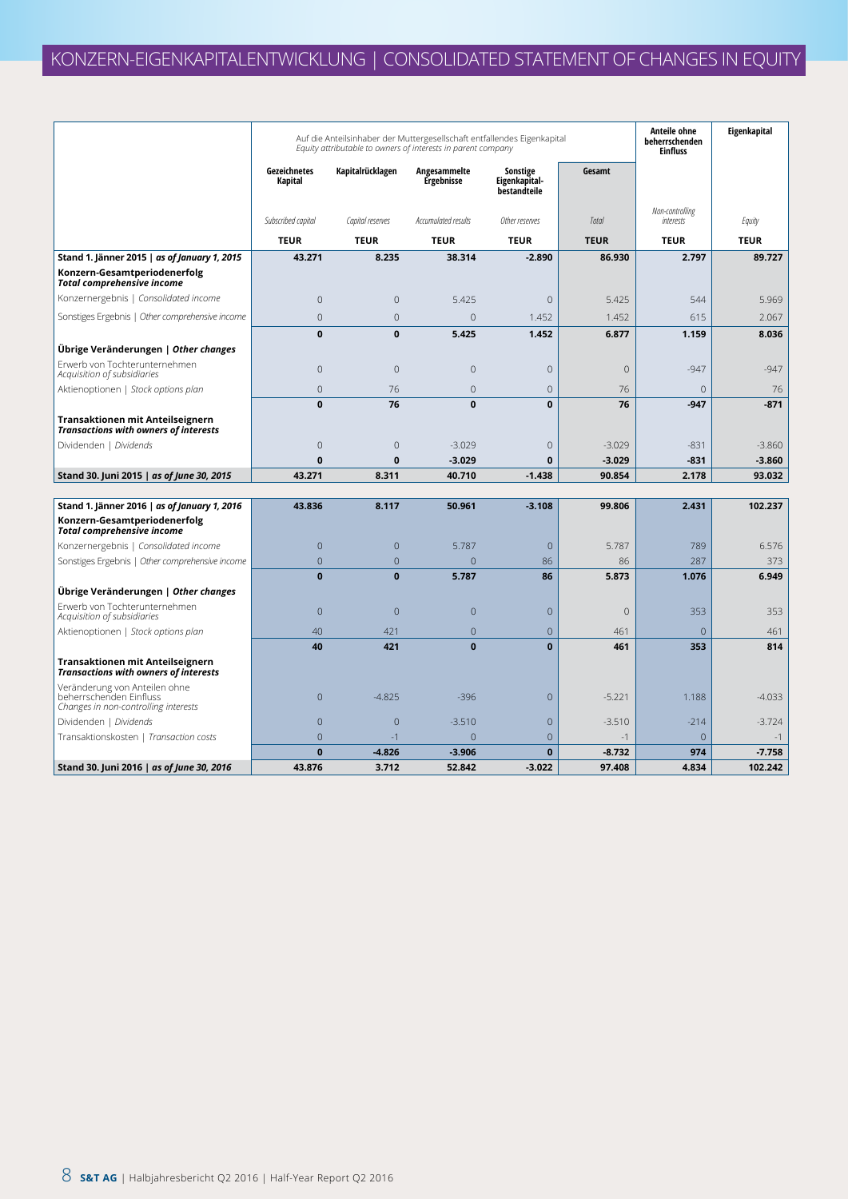# KONZERN-EIGENKAPITALENTWICKLUNG | CONSOLIDATED STATEMENT OF CHANGES IN EQUITY

| | Auf die Anteilsinhaber der Muttergesellschaft entfallendes Eigenkapital *Equity attributable to owners of interests in parent company* | | | | | Anteile ohne beherrschenden Einfluss | Eigenkapital |
|---|---|---|---|---|---|---|---|
| | Gezeichnetes Kapital | Kapitalrücklagen | Angesammelte Ergebnisse | Sonstige Eigenkapital-bestandteile | Gesamt | | |
| | *Subscribed capital* | *Capital reserves* | *Accumulated results* | *Other reserves* | *Total* | *Non-controlling interests* | *Equity* |
| | **TEUR** | **TEUR** | **TEUR** | **TEUR** | **TEUR** | **TEUR** | **TEUR** |
| **Stand 1. Jänner 2015 \| *as of January 1, 2015*** | **43.271** | **8.235** | **38.314** | **-2.890** | **86.930** | **2.797** | **89.727** |
| **Konzern-Gesamtperiodenerfolg** ***Total comprehensive income*** | | | | | | | |
| Konzernergebnis \| *Consolidated income* | 0 | 0 | 5.425 | 0 | 5.425 | 544 | 5.969 |
| Sonstiges Ergebnis \| *Other comprehensive income* | 0 | 0 | 0 | 1.452 | 1.452 | 615 | 2.067 |
| | **0** | **0** | **5.425** | **1.452** | **6.877** | **1.159** | **8.036** |
| **Übrige Veränderungen \| *Other changes*** | | | | | | | |
| Erwerb von Tochterunternehmen *Acquisition of subsidiaries* | 0 | 0 | 0 | 0 | 0 | -947 | -947 |
| Aktienoptionen \| *Stock options plan* | 0 | 76 | 0 | 0 | 76 | 0 | 76 |
| | **0** | **76** | **0** | **0** | **76** | **-947** | **-871** |
| **Transaktionen mit Anteilseignern** ***Transactions with owners of interests*** | | | | | | | |
| Dividenden \| *Dividends* | 0 | 0 | -3.029 | 0 | -3.029 | -831 | -3.860 |
| | **0** | **0** | **-3.029** | **0** | **-3.029** | **-831** | **-3.860** |
| **Stand 30. Juni 2015 \| *as of June 30, 2015*** | **43.271** | **8.311** | **40.710** | **-1.438** | **90.854** | **2.178** | **93.032** |
| | | | | | | | |
| **Stand 1. Jänner 2016 \| *as of January 1, 2016*** | **43.836** | **8.117** | **50.961** | **-3.108** | **99.806** | **2.431** | **102.237** |
| **Konzern-Gesamtperiodenerfolg** ***Total comprehensive income*** | | | | | | | |
| Konzernergebnis \| *Consolidated income* | 0 | 0 | 5.787 | 0 | 5.787 | 789 | 6.576 |
| Sonstiges Ergebnis \| *Other comprehensive income* | 0 | 0 | 0 | 86 | 86 | 287 | 373 |
| | **0** | **0** | **5.787** | **86** | **5.873** | **1.076** | **6.949** |
| **Übrige Veränderungen \| *Other changes*** | | | | | | | |
| Erwerb von Tochterunternehmen *Acquisition of subsidiaries* | 0 | 0 | 0 | 0 | 0 | 353 | 353 |
| Aktienoptionen \| *Stock options plan* | 40 | 421 | 0 | 0 | 461 | 0 | 461 |
| | **40** | **421** | **0** | **0** | **461** | **353** | **814** |
| **Transaktionen mit Anteilseignern** ***Transactions with owners of interests*** | | | | | | | |
| Veränderung von Anteilen ohne beherrschenden Einfluss *Changes in non-controlling interests* | 0 | -4.825 | -396 | 0 | -5.221 | 1.188 | -4.033 |
| Dividenden \| *Dividends* | 0 | 0 | -3.510 | 0 | -3.510 | -214 | -3.724 |
| Transaktionskosten \| *Transaction costs* | 0 | -1 | 0 | 0 | -1 | 0 | -1 |
| | **0** | **-4.826** | **-3.906** | **0** | **-8.732** | **974** | **-7.758** |
| **Stand 30. Juni 2016 \| *as of June 30, 2016*** | **43.876** | **3.712** | **52.842** | **-3.022** | **97.408** | **4.834** | **102.242** |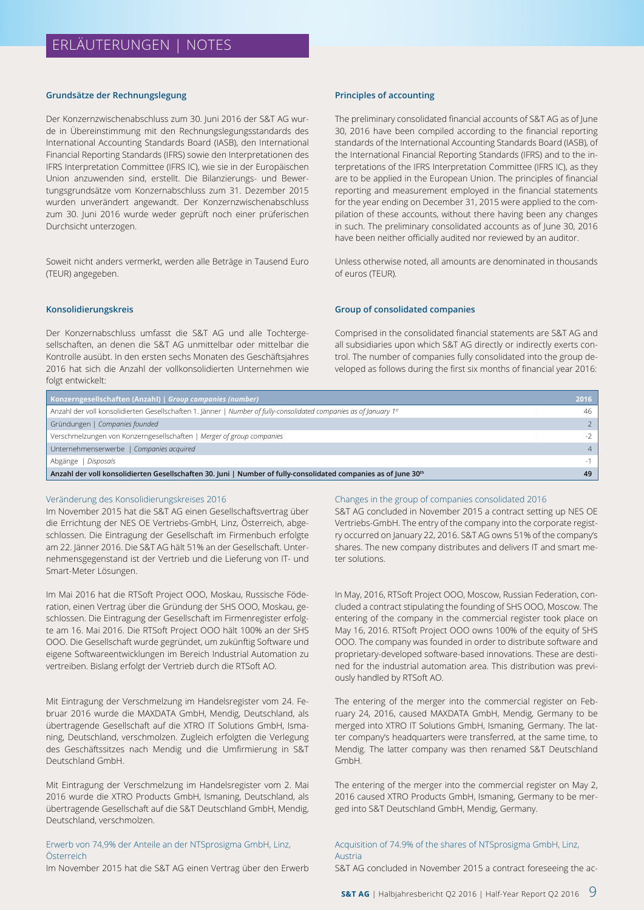# ERLÄUTERUNGEN | NOTES

### Grundsätze der Rechnungslegung

Der Konzernzwischenabschluss zum 30. Juni 2016 der S&T AG wurde in Übereinstimmung mit den Rechnungslegungsstandards des International Accounting Standards Board (IASB), den International Financial Reporting Standards (IFRS) sowie den Interpretationen des IFRS Interpretation Committee (IFRS IC), wie sie in der Europäischen Union anzuwenden sind, erstellt. Die Bilanzierungs- und Bewertungsgrundsätze vom Konzernabschluss zum 31. Dezember 2015 wurden unverändert angewandt. Der Konzernzwischenabschluss zum 30. Juni 2016 wurde weder geprüft noch einer prüferischen Durchsicht unterzogen.

Soweit nicht anders vermerkt, werden alle Beträge in Tausend Euro (TEUR) angegeben.

### Principles of accounting

The preliminary consolidated financial accounts of S&T AG as of June 30, 2016 have been compiled according to the financial reporting standards of the International Accounting Standards Board (IASB), of the International Financial Reporting Standards (IFRS) and to the interpretations of the IFRS Interpretation Committee (IFRS IC), as they are to be applied in the European Union. The principles of financial reporting and measurement employed in the financial statements for the year ending on December 31, 2015 were applied to the compilation of these accounts, without there having been any changes in such. The preliminary consolidated accounts as of June 30, 2016 have been neither officially audited nor reviewed by an auditor.

Unless otherwise noted, all amounts are denominated in thousands of euros (TEUR).

### Konsolidierungskreis

Der Konzernabschluss umfasst die S&T AG und alle Tochtergesellschaften, an denen die S&T AG unmittelbar oder mittelbar die Kontrolle ausübt. In den ersten sechs Monaten des Geschäftsjahres 2016 hat sich die Anzahl der vollkonsolidierten Unternehmen wie folgt entwickelt:

### Group of consolidated companies

Comprised in the consolidated financial statements are S&T AG and all subsidiaries upon which S&T AG directly or indirectly exerts control. The number of companies fully consolidated into the group developed as follows during the first six months of financial year 2016:

| Konzerngesellschaften (Anzahl) \| *Group companies (number)* | 2016 |
|---|---|
| Anzahl der voll konsolidierten Gesellschaften 1. Jänner \| *Number of fully-consolidated companies as of January 1st* | 46 |
| Gründungen \| *Companies founded* | 2 |
| Verschmelzungen von Konzerngesellschaften \| *Merger of group companies* | -2 |
| Unternehmenserwerbe \| *Companies acquired* | 4 |
| Abgänge \| *Disposals* | -1 |
| **Anzahl der voll konsolidierten Gesellschaften 30. Juni \| Number of fully-consolidated companies as of June 30th** | **49** |

#### Veränderung des Konsolidierungskreises 2016

Im November 2015 hat die S&T AG einen Gesellschaftsvertrag über die Errichtung der NES OE Vertriebs-GmbH, Linz, Österreich, abgeschlossen. Die Eintragung der Gesellschaft im Firmenbuch erfolgte am 22. Jänner 2016. Die S&T AG hält 51% an der Gesellschaft. Unternehmensgegenstand ist der Vertrieb und die Lieferung von IT- und Smart-Meter Lösungen.

Im Mai 2016 hat die RTSoft Project OOO, Moskau, Russische Föderation, einen Vertrag über die Gründung der SHS OOO, Moskau, geschlossen. Die Eintragung der Gesellschaft im Firmenregister erfolgte am 16. Mai 2016. Die RTSoft Project OOO hält 100% an der SHS OOO. Die Gesellschaft wurde gegründet, um zukünftig Software und eigene Softwareentwicklungen im Bereich Industrial Automation zu vertreiben. Bislang erfolgt der Vertrieb durch die RTSoft AO.

Mit Eintragung der Verschmelzung im Handelsregister vom 24. Februar 2016 wurde die MAXDATA GmbH, Mendig, Deutschland, als übertragende Gesellschaft auf die XTRO IT Solutions GmbH, Ismaning, Deutschland, verschmolzen. Zugleich erfolgten die Verlegung des Geschäftssitzes nach Mendig und die Umfirmierung in S&T Deutschland GmbH.

Mit Eintragung der Verschmelzung im Handelsregister vom 2. Mai 2016 wurde die XTRO Products GmbH, Ismaning, Deutschland, als übertragende Gesellschaft auf die S&T Deutschland GmbH, Mendig, Deutschland, verschmolzen.

#### Changes in the group of companies consolidated 2016

S&T AG concluded in November 2015 a contract setting up NES OE Vertriebs-GmbH. The entry of the company into the corporate registry occurred on January 22, 2016. S&T AG owns 51% of the company's shares. The new company distributes and delivers IT and smart meter solutions.

In May, 2016, RTSoft Project OOO, Moscow, Russian Federation, concluded a contract stipulating the founding of SHS OOO, Moscow. The entering of the company in the commercial register took place on May 16, 2016. RTSoft Project OOO owns 100% of the equity of SHS OOO. The company was founded in order to distribute software and proprietary-developed software-based innovations. These are destined for the industrial automation area. This distribution was previously handled by RTSoft AO.

The entering of the merger into the commercial register on February 24, 2016, caused MAXDATA GmbH, Mendig, Germany to be merged into XTRO IT Solutions GmbH, Ismaning, Germany. The latter company's headquarters were transferred, at the same time, to Mendig. The latter company was then renamed S&T Deutschland GmbH.

The entering of the merger into the commercial register on May 2, 2016 caused XTRO Products GmbH, Ismaning, Germany to be merged into S&T Deutschland GmbH, Mendig, Germany.

#### Erwerb von 74,9% der Anteile an der NTSprosigma GmbH, Linz, Österreich

Im November 2015 hat die S&T AG einen Vertrag über den Erwerb

#### Acquisition of 74.9% of the shares of NTSprosigma GmbH, Linz, Austria

S&T AG concluded in November 2015 a contract foreseeing the ac-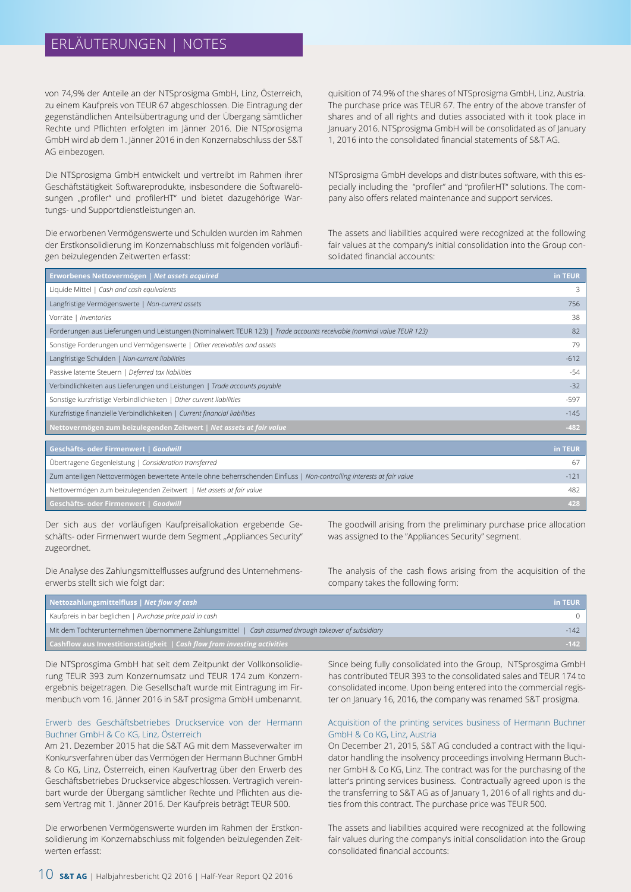von 74,9% der Anteile an der NTSprosigma GmbH, Linz, Österreich, zu einem Kaufpreis von TEUR 67 abgeschlossen. Die Eintragung der gegenständlichen Anteilsübertragung und der Übergang sämtlicher Rechte und Pflichten erfolgten im Jänner 2016. Die NTSprosigma GmbH wird ab dem 1. Jänner 2016 in den Konzernabschluss der S&T AG einbezogen.

quisition of 74.9% of the shares of NTSprosigma GmbH, Linz, Austria. The purchase price was TEUR 67. The entry of the above transfer of shares and of all rights and duties associated with it took place in January 2016. NTSprosigma GmbH will be consolidated as of January 1, 2016 into the consolidated financial statements of S&T AG.

Die NTSprosigma GmbH entwickelt und vertreibt im Rahmen ihrer Geschäftstätigkeit Softwareprodukte, insbesondere die Softwarelösungen „profiler" und profilerHT" und bietet dazugehörige Wartungs- und Supportdienstleistungen an.

NTSprosigma GmbH develops and distributes software, with this especially including the "profiler" and "profilerHT" solutions. The company also offers related maintenance and support services.

Die erworbenen Vermögenswerte und Schulden wurden im Rahmen der Erstkonsolidierung im Konzernabschluss mit folgenden vorläufigen beizulegenden Zeitwerten erfasst:

The assets and liabilities acquired were recognized at the following fair values at the company's initial consolidation into the Group consolidated financial accounts:

| **Erworbenes Nettovermögen \| *Net assets acquired*** | **in TEUR** |
|---|---|
| Liquide Mittel \| *Cash and cash equivalents* | 3 |
| Langfristige Vermögenswerte \| *Non-current assets* | 756 |
| Vorräte \| *Inventories* | 38 |
| Forderungen aus Lieferungen und Leistungen (Nominalwert TEUR 123) \| *Trade accounts receivable (nominal value TEUR 123)* | 82 |
| Sonstige Forderungen und Vermögenswerte \| *Other receivables and assets* | 79 |
| Langfristige Schulden \| *Non-current liabilities* | -612 |
| Passive latente Steuern \| *Deferred tax liabilities* | -54 |
| Verbindlichkeiten aus Lieferungen und Leistungen \| *Trade accounts payable* | -32 |
| Sonstige kurzfristige Verbindlichkeiten \| *Other current liabilities* | -597 |
| Kurzfristige finanzielle Verbindlichkeiten \| *Current financial liabilities* | -145 |
| **Nettovermögen zum beizulegenden Zeitwert \| *Net assets at fair value*** | **-482** |

| **Geschäfts- oder Firmenwert \| *Goodwill*** | **in TEUR** |
|---|---|
| Übertragene Gegenleistung \| *Consideration transferred* | 67 |
| Zum anteiligen Nettovermögen bewertete Anteile ohne beherrschenden Einfluss \| *Non-controlling interests at fair value* | -121 |
| Nettovermögen zum beizulegenden Zeitwert \| *Net assets at fair value* | 482 |
| **Geschäfts- oder Firmenwert \| *Goodwill*** | **428** |

Der sich aus der vorläufigen Kaufpreisallokation ergebende Geschäfts- oder Firmenwert wurde dem Segment „Appliances Security" zugeordnet.

The goodwill arising from the preliminary purchase price allocation was assigned to the "Appliances Security" segment.

Die Analyse des Zahlungsmittelflusses aufgrund des Unternehmenserwerbs stellt sich wie folgt dar:

The analysis of the cash flows arising from the acquisition of the company takes the following form:

| **Nettozahlungsmittelfluss \| *Net flow of cash*** | **in TEUR** |
|---|---|
| Kaufpreis in bar beglichen \| *Purchase price paid in cash* | 0 |
| Mit dem Tochterunternehmen übernommene Zahlungsmittel \| *Cash assumed through takeover of subsidiary* | -142 |
| **Cashflow aus Investitionstätigkeit \| *Cash flow from investing activities*** | **-142** |

Die NTSprosgima GmbH hat seit dem Zeitpunkt der Vollkonsolidierung TEUR 393 zum Konzernumsatz und TEUR 174 zum Konzernergebnis beigetragen. Die Gesellschaft wurde mit Eintragung im Firmenbuch vom 16. Jänner 2016 in S&T prosigma GmbH umbenannt.

Since being fully consolidated into the Group, NTSprosgima GmbH has contributed TEUR 393 to the consolidated sales and TEUR 174 to consolidated income. Upon being entered into the commercial register on January 16, 2016, the company was renamed S&T prosigma.

### Erwerb des Geschäftsbetriebes Druckservice von der Hermann Buchner GmbH & Co KG, Linz, Österreich

Am 21. Dezember 2015 hat die S&T AG mit dem Masseverwalter im Konkursverfahren über das Vermögen der Hermann Buchner GmbH & Co KG, Linz, Österreich, einen Kaufvertrag über den Erwerb des Geschäftsbetriebes Druckservice abgeschlossen. Vertraglich vereinbart wurde der Übergang sämtlicher Rechte und Pflichten aus diesem Vertrag mit 1. Jänner 2016. Der Kaufpreis beträgt TEUR 500.

### Acquisition of the printing services business of Hermann Buchner GmbH & Co KG, Linz, Austria

On December 21, 2015, S&T AG concluded a contract with the liquidator handling the insolvency proceedings involving Hermann Buchner GmbH & Co KG, Linz. The contract was for the purchasing of the latter's printing services business. Contractually agreed upon is the the transferring to S&T AG as of January 1, 2016 of all rights and duties from this contract. The purchase price was TEUR 500.

Die erworbenen Vermögenswerte wurden im Rahmen der Erstkonsolidierung im Konzernabschluss mit folgenden beizulegenden Zeitwerten erfasst:

The assets and liabilities acquired were recognized at the following fair values during the company's initial consolidation into the Group consolidated financial accounts: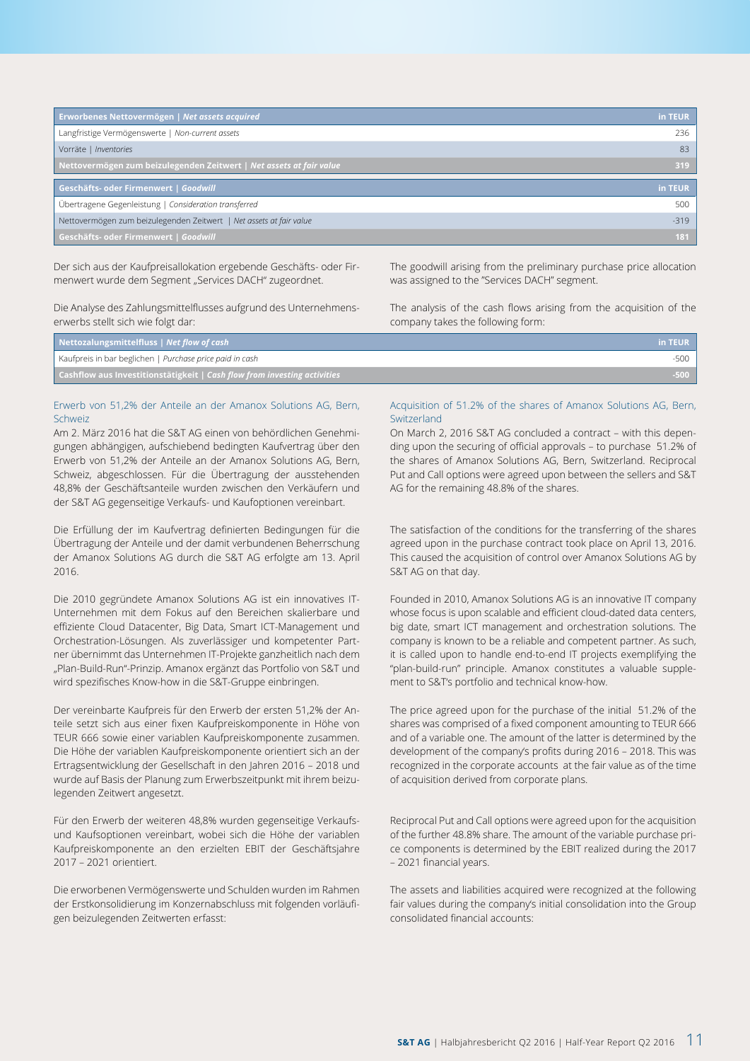| Erworbenes Nettovermögen \| *Net assets acquired* | in TEUR |
|---|---|
| Langfristige Vermögenswerte \| *Non-current assets* | 236 |
| Vorräte \| *Inventories* | 83 |
| **Nettovermögen zum beizulegenden Zeitwert \| *Net assets at fair value*** | **319** |

| Geschäfts- oder Firmenwert \| *Goodwill* | in TEUR |
|---|---|
| Übertragene Gegenleistung \| *Consideration transferred* | 500 |
| Nettovermögen zum beizulegenden Zeitwert \| *Net assets at fair value* | -319 |
| **Geschäfts- oder Firmenwert \| *Goodwill*** | **181** |

Der sich aus der Kaufpreisallokation ergebende Geschäfts- oder Firmenwert wurde dem Segment „Services DACH" zugeordnet.

The goodwill arising from the preliminary purchase price allocation was assigned to the "Services DACH" segment.

Die Analyse des Zahlungsmittelflusses aufgrund des Unternehmenserwerbs stellt sich wie folgt dar:

The analysis of the cash flows arising from the acquisition of the company takes the following form:

| Nettozahlungsmittelfluss \| *Net flow of cash* | in TEUR |
|---|---|
| Kaufpreis in bar beglichen \| *Purchase price paid in cash* | -500 |
| **Cashflow aus Investitionstätigkeit \| *Cash flow from investing activities*** | **-500** |

### Erwerb von 51,2% der Anteile an der Amanox Solutions AG, Bern, Schweiz

Am 2. März 2016 hat die S&T AG einen von behördlichen Genehmigungen abhängigen, aufschiebend bedingten Kaufvertrag über den Erwerb von 51,2% der Anteile an der Amanox Solutions AG, Bern, Schweiz, abgeschlossen. Für die Übertragung der ausstehenden 48,8% der Geschäftsanteile wurden zwischen den Verkäufern und der S&T AG gegenseitige Verkaufs- und Kaufoptionen vereinbart.

Die Erfüllung der im Kaufvertrag definierten Bedingungen für die Übertragung der Anteile und der damit verbundenen Beherrschung der Amanox Solutions AG durch die S&T AG erfolgte am 13. April 2016.

Die 2010 gegründete Amanox Solutions AG ist ein innovatives IT-Unternehmen mit dem Fokus auf den Bereichen skalierbare und effiziente Cloud Datacenter, Big Data, Smart ICT-Management und Orchestration-Lösungen. Als zuverlässiger und kompetenter Partner übernimmt das Unternehmen IT-Projekte ganzheitlich nach dem „Plan-Build-Run"-Prinzip. Amanox ergänzt das Portfolio von S&T und wird spezifisches Know-how in die S&T-Gruppe einbringen.

Der vereinbarte Kaufpreis für den Erwerb der ersten 51,2% der Anteile setzt sich aus einer fixen Kaufpreiskomponente in Höhe von TEUR 666 sowie einer variablen Kaufpreiskomponente zusammen. Die Höhe der variablen Kaufpreiskomponente orientiert sich an der Ertragsentwicklung der Gesellschaft in den Jahren 2016 – 2018 und wurde auf Basis der Planung zum Erwerbszeitpunkt mit ihrem beizulegenden Zeitwert angesetzt.

Für den Erwerb der weiteren 48,8% wurden gegenseitige Verkaufs- und Kaufsoptionen vereinbart, wobei sich die Höhe der variablen Kaufpreiskomponente an den erzielten EBIT der Geschäftsjahre 2017 – 2021 orientiert.

Die erworbenen Vermögenswerte und Schulden wurden im Rahmen der Erstkonsolidierung im Konzernabschluss mit folgenden vorläufigen beizulegenden Zeitwerten erfasst:

### Acquisition of 51.2% of the shares of Amanox Solutions AG, Bern, Switzerland

On March 2, 2016 S&T AG concluded a contract – with this depending upon the securing of official approvals – to purchase 51.2% of the shares of Amanox Solutions AG, Bern, Switzerland. Reciprocal Put and Call options were agreed upon between the sellers and S&T AG for the remaining 48.8% of the shares.

The satisfaction of the conditions for the transferring of the shares agreed upon in the purchase contract took place on April 13, 2016. This caused the acquisition of control over Amanox Solutions AG by S&T AG on that day.

Founded in 2010, Amanox Solutions AG is an innovative IT company whose focus is upon scalable and efficient cloud-dated data centers, big date, smart ICT management and orchestration solutions. The company is known to be a reliable and competent partner. As such, it is called upon to handle end-to-end IT projects exemplifying the "plan-build-run" principle. Amanox constitutes a valuable supplement to S&T's portfolio and technical know-how.

The price agreed upon for the purchase of the initial 51.2% of the shares was comprised of a fixed component amounting to TEUR 666 and of a variable one. The amount of the latter is determined by the development of the company's profits during 2016 – 2018. This was recognized in the corporate accounts at the fair value as of the time of acquisition derived from corporate plans.

Reciprocal Put and Call options were agreed upon for the acquisition of the further 48.8% share. The amount of the variable purchase price components is determined by the EBIT realized during the 2017 – 2021 financial years.

The assets and liabilities acquired were recognized at the following fair values during the company's initial consolidation into the Group consolidated financial accounts: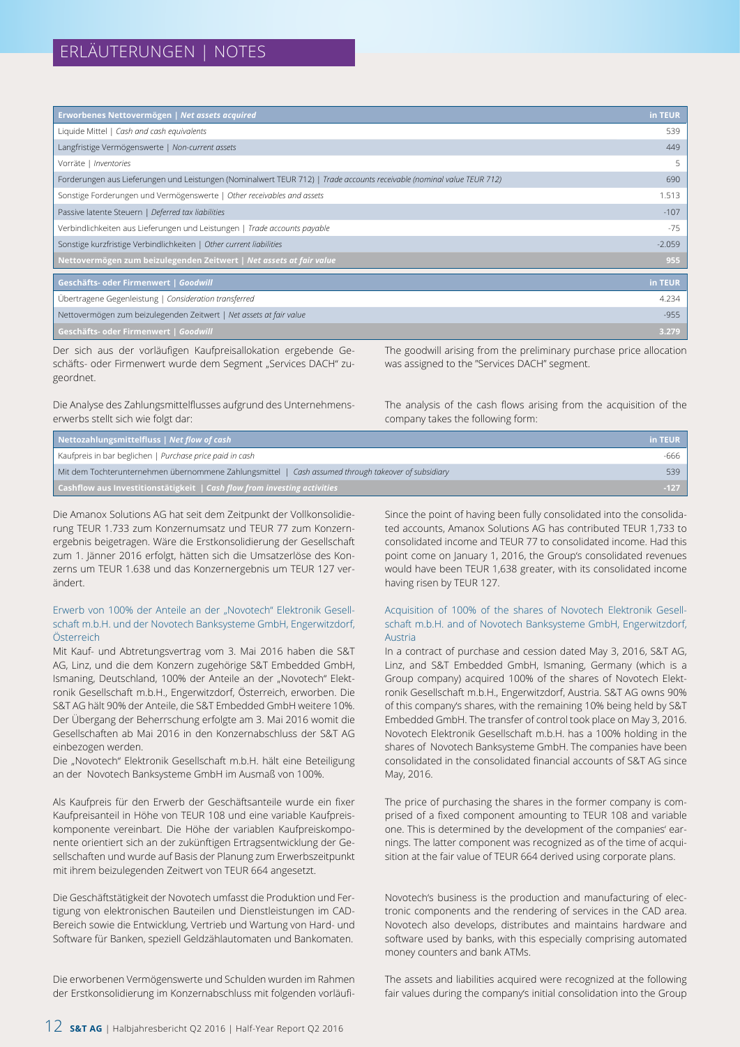## ERLÄUTERUNGEN | NOTES

| Erworbenes Nettovermögen \| *Net assets acquired* | in TEUR |
|---|---|
| Liquide Mittel \| *Cash and cash equivalents* | 539 |
| Langfristige Vermögenswerte \| *Non-current assets* | 449 |
| Vorräte \| *Inventories* | 5 |
| Forderungen aus Lieferungen und Leistungen (Nominalwert TEUR 712) \| *Trade accounts receivable (nominal value TEUR 712)* | 690 |
| Sonstige Forderungen und Vermögenswerte \| *Other receivables and assets* | 1.513 |
| Passive latente Steuern \| *Deferred tax liabilities* | -107 |
| Verbindlichkeiten aus Lieferungen und Leistungen \| *Trade accounts payable* | -75 |
| Sonstige kurzfristige Verbindlichkeiten \| *Other current liabilities* | -2.059 |
| **Nettovermögen zum beizulegenden Zeitwert \| *Net assets at fair value*** | **955** |

| Geschäfts- oder Firmenwert \| *Goodwill* | in TEUR |
|---|---|
| Übertragene Gegenleistung \| *Consideration transferred* | 4.234 |
| Nettovermögen zum beizulegenden Zeitwert \| *Net assets at fair value* | -955 |
| **Geschäfts- oder Firmenwert \| *Goodwill*** | **3.279** |

Der sich aus der vorläufigen Kaufpreisallokation ergebende Geschäfts- oder Firmenwert wurde dem Segment „Services DACH" zugeordnet.

The goodwill arising from the preliminary purchase price allocation was assigned to the "Services DACH" segment.

Die Analyse des Zahlungsmittelflusses aufgrund des Unternehmenserwerbs stellt sich wie folgt dar:

The analysis of the cash flows arising from the acquisition of the company takes the following form:

| Nettozahlungsmittelfluss \| *Net flow of cash* | in TEUR |
|---|---|
| Kaufpreis in bar beglichen \| *Purchase price paid in cash* | -666 |
| Mit dem Tochterunternehmen übernommene Zahlungsmittel \| *Cash assumed through takeover of subsidiary* | 539 |
| **Cashflow aus Investitionstätigkeit \| *Cash flow from investing activities*** | **-127** |

Die Amanox Solutions AG hat seit dem Zeitpunkt der Vollkonsolidierung TEUR 1.733 zum Konzernumsatz und TEUR 77 zum Konzernergebnis beigetragen. Wäre die Erstkonsolidierung der Gesellschaft zum 1. Jänner 2016 erfolgt, hätten sich die Umsatzerlöse des Konzerns um TEUR 1.638 und das Konzernergebnis um TEUR 127 verändert.

Since the point of having been fully consolidated into the consolidated accounts, Amanox Solutions AG has contributed TEUR 1,733 to consolidated income and TEUR 77 to consolidated income. Had this point come on January 1, 2016, the Group's consolidated revenues would have been TEUR 1,638 greater, with its consolidated income having risen by TEUR 127.

### Erwerb von 100% der Anteile an der „Novotech" Elektronik Gesellschaft m.b.H. und der Novotech Banksysteme GmbH, Engerwitzdorf, Österreich

Mit Kauf- und Abtretungsvertrag vom 3. Mai 2016 haben die S&T AG, Linz, und die dem Konzern zugehörige S&T Embedded GmbH, Ismaning, Deutschland, 100% der Anteile an der „Novotech" Elektronik Gesellschaft m.b.H., Engerwitzdorf, Österreich, erworben. Die S&T AG hält 90% der Anteile, die S&T Embedded GmbH weitere 10%. Der Übergang der Beherrschung erfolgte am 3. Mai 2016 womit die Gesellschaften ab Mai 2016 in den Konzernabschluss der S&T AG einbezogen werden.

Die „Novotech" Elektronik Gesellschaft m.b.H. hält eine Beteiligung an der Novotech Banksysteme GmbH im Ausmaß von 100%.

Als Kaufpreis für den Erwerb der Geschäftsanteile wurde ein fixer Kaufpreisanteil in Höhe von TEUR 108 und eine variable Kaufpreiskomponente vereinbart. Die Höhe der variablen Kaufpreiskomponente orientiert sich an der zukünftigen Ertragsentwicklung der Gesellschaften und wurde auf Basis der Planung zum Erwerbszeitpunkt mit ihrem beizulegenden Zeitwert von TEUR 664 angesetzt.

Die Geschäftstätigkeit der Novotech umfasst die Produktion und Fertigung von elektronischen Bauteilen und Dienstleistungen im CAD-Bereich sowie die Entwicklung, Vertrieb und Wartung von Hard- und Software für Banken, speziell Geldzählautomaten und Bankomaten.

Die erworbenen Vermögenswerte und Schulden wurden im Rahmen der Erstkonsolidierung im Konzernabschluss mit folgenden vorläufi-

### Acquisition of 100% of the shares of Novotech Elektronik Gesellschaft m.b.H. and of Novotech Banksysteme GmbH, Engerwitzdorf, Austria

In a contract of purchase and cession dated May 3, 2016, S&T AG, Linz, and S&T Embedded GmbH, Ismaning, Germany (which is a Group company) acquired 100% of the shares of Novotech Elektronik Gesellschaft m.b.H., Engerwitzdorf, Austria. S&T AG owns 90% of this company's shares, with the remaining 10% being held by S&T Embedded GmbH. The transfer of control took place on May 3, 2016. Novotech Elektronik Gesellschaft m.b.H. has a 100% holding in the shares of Novotech Banksysteme GmbH. The companies have been consolidated in the consolidated financial accounts of S&T AG since May, 2016.

The price of purchasing the shares in the former company is comprised of a fixed component amounting to TEUR 108 and variable one. This is determined by the development of the companies' earnings. The latter component was recognized as of the time of acquisition at the fair value of TEUR 664 derived using corporate plans.

Novotech's business is the production and manufacturing of electronic components and the rendering of services in the CAD area. Novotech also develops, distributes and maintains hardware and software used by banks, with this especially comprising automated money counters and bank ATMs.

The assets and liabilities acquired were recognized at the following fair values during the company's initial consolidation into the Group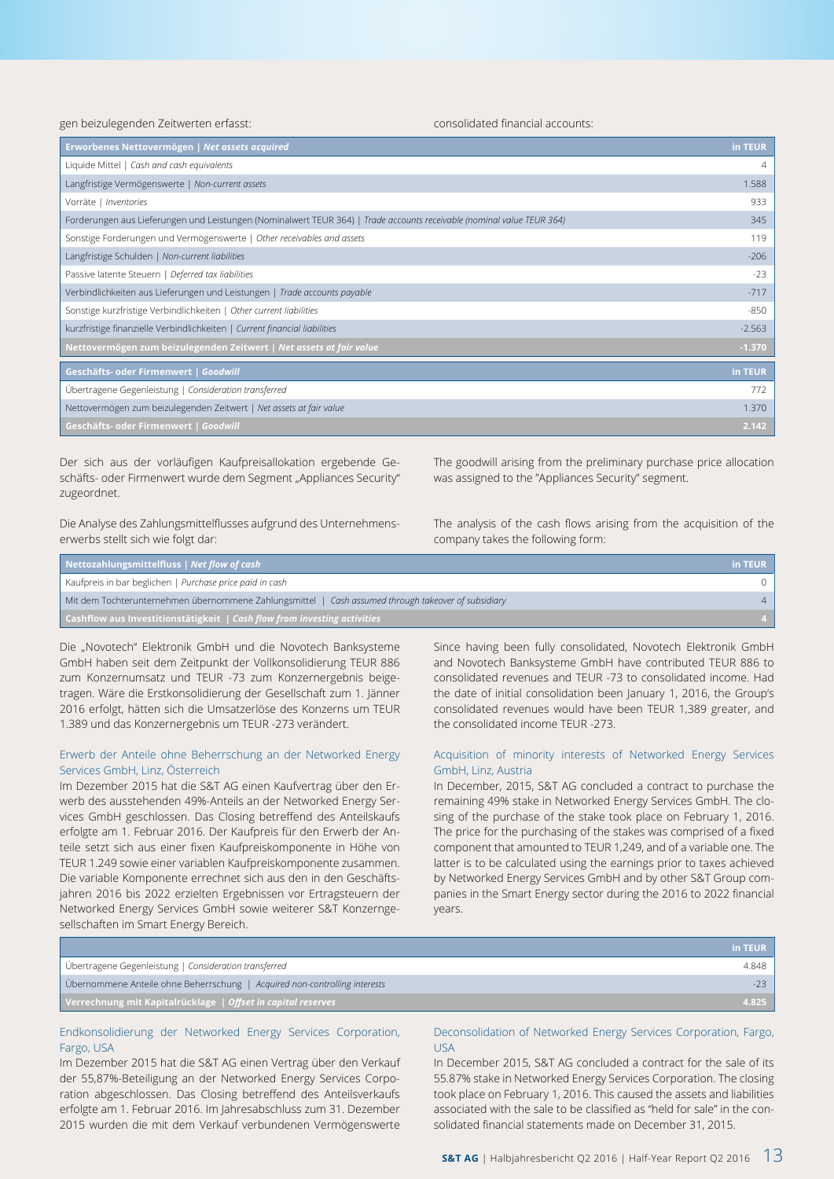gen beizulegenden Zeitwerten erfasst:

consolidated financial accounts:

| Erworbenes Nettovermögen \| *Net assets acquired* | in TEUR |
|---|---|
| Liquide Mittel \| *Cash and cash equivalents* | 4 |
| Langfristige Vermögenswerte \| *Non-current assets* | 1.588 |
| Vorräte \| *Inventories* | 933 |
| Forderungen aus Lieferungen und Leistungen (Nominalwert TEUR 364) \| *Trade accounts receivable (nominal value TEUR 364)* | 345 |
| Sonstige Forderungen und Vermögenswerte \| *Other receivables and assets* | 119 |
| Langfristige Schulden \| *Non-current liabilities* | -206 |
| Passive latente Steuern \| *Deferred tax liabilities* | -23 |
| Verbindlichkeiten aus Lieferungen und Leistungen \| *Trade accounts payable* | -717 |
| Sonstige kurzfristige Verbindlichkeiten \| *Other current liabilities* | -850 |
| kurzfristige finanzielle Verbindlichkeiten \| *Current financial liabilities* | -2.563 |
| **Nettovermögen zum beizulegenden Zeitwert \| *Net assets at fair value*** | **-1.370** |

| Geschäfts- oder Firmenwert \| *Goodwill* | in TEUR |
|---|---|
| Übertragene Gegenleistung \| *Consideration transferred* | 772 |
| Nettovermögen zum beizulegenden Zeitwert \| *Net assets at fair value* | 1.370 |
| **Geschäfts- oder Firmenwert \| *Goodwill*** | **2.142** |

Der sich aus der vorläufigen Kaufpreisallokation ergebende Geschäfts- oder Firmenwert wurde dem Segment „Appliances Security" zugeordnet.

The goodwill arising from the preliminary purchase price allocation was assigned to the "Appliances Security" segment.

Die Analyse des Zahlungsmittelflusses aufgrund des Unternehmenserwerbs stellt sich wie folgt dar:

The analysis of the cash flows arising from the acquisition of the company takes the following form:

| Nettozahlungsmittelfluss \| *Net flow of cash* | in TEUR |
|---|---|
| Kaufpreis in bar beglichen \| *Purchase price paid in cash* | 0 |
| Mit dem Tochterunternehmen übernommene Zahlungsmittel \| *Cash assumed through takeover of subsidiary* | 4 |
| **Cashflow aus Investitionstätigkeit \| *Cash flow from investing activities*** | **4** |

Die „Novotech" Elektronik GmbH und die Novotech Banksysteme GmbH haben seit dem Zeitpunkt der Vollkonsolidierung TEUR 886 zum Konzernumsatz und TEUR -73 zum Konzernergebnis beigetragen. Wäre die Erstkonsolidierung der Gesellschaft zum 1. Jänner 2016 erfolgt, hätten sich die Umsatzerlöse des Konzerns um TEUR 1.389 und das Konzernergebnis um TEUR -273 verändert.

Since having been fully consolidated, Novotech Elektronik GmbH and Novotech Banksysteme GmbH have contributed TEUR 886 to consolidated revenues and TEUR -73 to consolidated income. Had the date of initial consolidation been January 1, 2016, the Group's consolidated revenues would have been TEUR 1,389 greater, and the consolidated income TEUR -273.

### Erwerb der Anteile ohne Beherrschung an der Networked Energy Services GmbH, Linz, Österreich

Im Dezember 2015 hat die S&T AG einen Kaufvertrag über den Erwerb des ausstehenden 49%-Anteils an der Networked Energy Services GmbH geschlossen. Das Closing betreffend des Anteilskaufs erfolgte am 1. Februar 2016. Der Kaufpreis für den Erwerb der Anteile setzt sich aus einer fixen Kaufpreiskomponente in Höhe von TEUR 1.249 sowie einer variablen Kaufpreiskomponente zusammen. Die variable Komponente errechnet sich aus den in den Geschäftsjahren 2016 bis 2022 erzielten Ergebnissen vor Ertragsteuern der Networked Energy Services GmbH sowie weiterer S&T Konzerngesellschaften im Smart Energy Bereich.

### Acquisition of minority interests of Networked Energy Services GmbH, Linz, Austria

In December, 2015, S&T AG concluded a contract to purchase the remaining 49% stake in Networked Energy Services GmbH. The closing of the purchase of the stake took place on February 1, 2016. The price for the purchasing of the stakes was comprised of a fixed component that amounted to TEUR 1,249, and of a variable one. The latter is to be calculated using the earnings prior to taxes achieved by Networked Energy Services GmbH and by other S&T Group companies in the Smart Energy sector during the 2016 to 2022 financial years.

| | in TEUR |
|---|---|
| Übertragene Gegenleistung \| *Consideration transferred* | 4.848 |
| Übernommene Anteile ohne Beherrschung \| *Acquired non-controlling interests* | -23 |
| **Verrechnung mit Kapitalrücklage \| *Offset in capital reserves*** | **4.825** |

### Endkonsolidierung der Networked Energy Services Corporation, Fargo, USA

Im Dezember 2015 hat die S&T AG einen Vertrag über den Verkauf der 55,87%-Beteiligung an der Networked Energy Services Corporation abgeschlossen. Das Closing betreffend des Anteilsverkaufs erfolgte am 1. Februar 2016. Im Jahresabschluss zum 31. Dezember 2015 wurden die mit dem Verkauf verbundenen Vermögenswerte

### Deconsolidation of Networked Energy Services Corporation, Fargo, USA

In December 2015, S&T AG concluded a contract for the sale of its 55.87% stake in Networked Energy Services Corporation. The closing took place on February 1, 2016. This caused the assets and liabilities associated with the sale to be classified as "held for sale" in the consolidated financial statements made on December 31, 2015.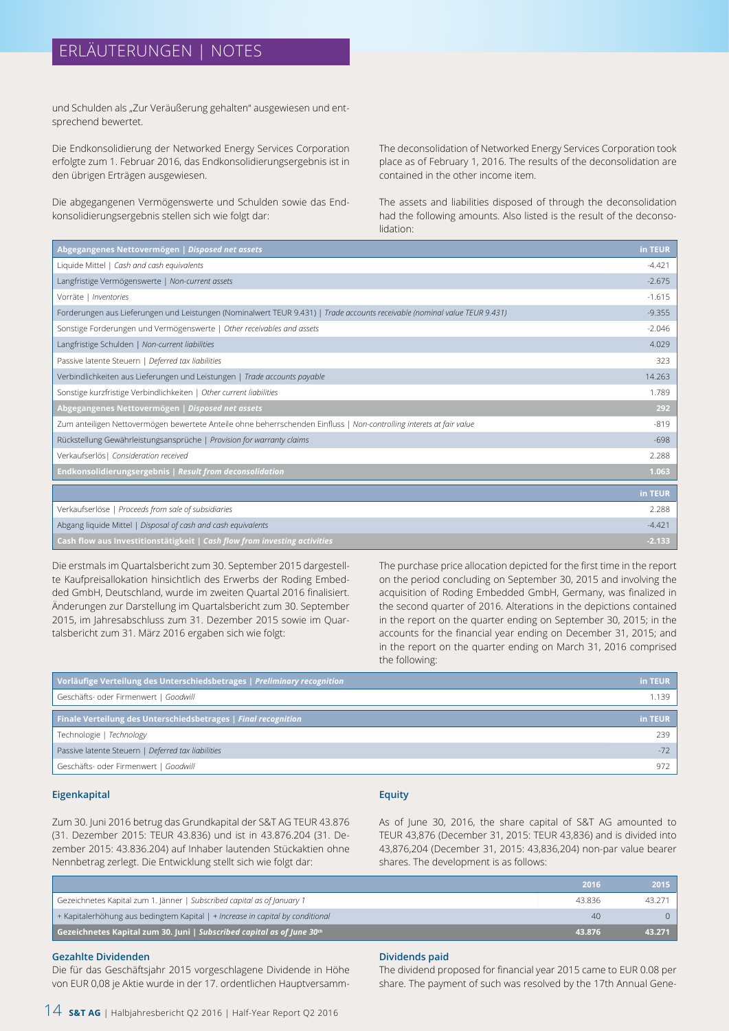und Schulden als „Zur Veräußerung gehalten" ausgewiesen und entsprechend bewertet.

Die Endkonsolidierung der Networked Energy Services Corporation erfolgte zum 1. Februar 2016, das Endkonsolidierungsergebnis ist in den übrigen Erträgen ausgewiesen.

The deconsolidation of Networked Energy Services Corporation took place as of February 1, 2016. The results of the deconsolidation are contained in the other income item.

Die abgegangenen Vermögenswerte und Schulden sowie das Endkonsolidierungsergebnis stellen sich wie folgt dar:

The assets and liabilities disposed of through the deconsolidation had the following amounts. Also listed is the result of the deconsolidation:

| **Abgegangenes Nettovermögen \| *Disposed net assets*** | **in TEUR** |
|---|---|
| Liquide Mittel \| *Cash and cash equivalents* | -4.421 |
| Langfristige Vermögenswerte \| *Non-current assets* | -2.675 |
| Vorräte \| *Inventories* | -1.615 |
| Forderungen aus Lieferungen und Leistungen (Nominalwert TEUR 9.431) \| *Trade accounts receivable (nominal value TEUR 9.431)* | -9.355 |
| Sonstige Forderungen und Vermögenswerte \| *Other receivables and assets* | -2.046 |
| Langfristige Schulden \| *Non-current liabilities* | 4.029 |
| Passive latente Steuern \| *Deferred tax liabilities* | 323 |
| Verbindlichkeiten aus Lieferungen und Leistungen \| *Trade accounts payable* | 14.263 |
| Sonstige kurzfristige Verbindlichkeiten \| *Other current liabilities* | 1.789 |
| **Abgegangenes Nettovermögen \| *Disposed net assets*** | **292** |
| Zum anteiligen Nettovermögen bewertete Anteile ohne beherrschenden Einfluss \| *Non-controlling interets at fair value* | -819 |
| Rückstellung Gewährleistungsansprüche \| *Provision for warranty claims* | -698 |
| Verkaufserlös\| *Consideration received* | 2.288 |
| **Endkonsolidierungsergebnis \| *Result from deconsolidation*** | **1.063** |

| | **in TEUR** |
|---|---|
| Verkaufserlöse \| *Proceeds from sale of subsidiaries* | 2.288 |
| Abgang liquide Mittel \| *Disposal of cash and cash equivalents* | -4.421 |
| **Cash flow aus Investitionstätigkeit \| *Cash flow from investing activities*** | **-2.133** |

Die erstmals im Quartalsbericht zum 30. September 2015 dargestellte Kaufpreisallokation hinsichtlich des Erwerbs der Roding Embedded GmbH, Deutschland, wurde im zweiten Quartal 2016 finalisiert. Änderungen zur Darstellung im Quartalsbericht zum 30. September 2015, im Jahresabschluss zum 31. Dezember 2015 sowie im Quartalsbericht zum 31. März 2016 ergaben sich wie folgt:

The purchase price allocation depicted for the first time in the report on the period concluding on September 30, 2015 and involving the acquisition of Roding Embedded GmbH, Germany, was finalized in the second quarter of 2016. Alterations in the depictions contained in the report on the quarter ending on September 30, 2015; in the accounts for the financial year ending on December 31, 2015; and in the report on the quarter ending on March 31, 2016 comprised the following:

| **Vorläufige Verteilung des Unterschiedsbetrages \| *Preliminary recognition*** | **in TEUR** |
|---|---|
| Geschäfts- oder Firmenwert \| *Goodwill* | 1.139 |
| **Finale Verteilung des Unterschiedsbetrages \| *Final recognition*** | **in TEUR** |
| Technologie \| *Technology* | 239 |
| Passive latente Steuern \| *Deferred tax liabilities* | -72 |
| Geschäfts- oder Firmenwert \| *Goodwill* | 972 |

### Eigenkapital

Zum 30. Juni 2016 betrug das Grundkapital der S&T AG TEUR 43.876 (31. Dezember 2015: TEUR 43.836) und ist in 43.876.204 (31. Dezember 2015: 43.836.204) auf Inhaber lautenden Stückaktien ohne Nennbetrag zerlegt. Die Entwicklung stellt sich wie folgt dar:

### Equity

As of June 30, 2016, the share capital of S&T AG amounted to TEUR 43,876 (December 31, 2015: TEUR 43,836) and is divided into 43,876,204 (December 31, 2015: 43,836,204) non-par value bearer shares. The development is as follows:

| | **2016** | **2015** |
|---|---|---|
| Gezeichnetes Kapital zum 1. Jänner \| *Subscribed capital as of January 1* | 43.836 | 43.271 |
| + Kapitalerhöhung aus bedingtem Kapital \| *+ Increase in capital by conditional* | 40 | 0 |
| **Gezeichnetes Kapital zum 30. Juni \| *Subscribed capital as of June 30th*** | **43.876** | **43.271** |

### Gezahlte Dividenden

Die für das Geschäftsjahr 2015 vorgeschlagene Dividende in Höhe von EUR 0,08 je Aktie wurde in der 17. ordentlichen Hauptversamm-

### Dividends paid

The dividend proposed for financial year 2015 came to EUR 0.08 per share. The payment of such was resolved by the 17th Annual Gene-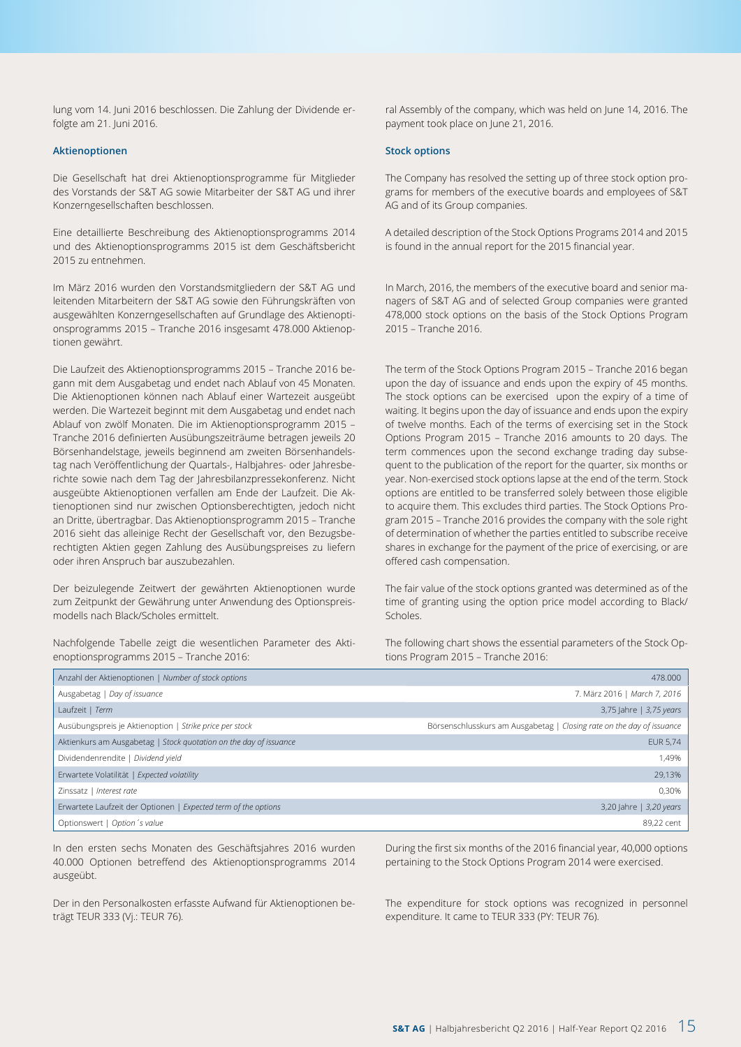lung vom 14. Juni 2016 beschlossen. Die Zahlung der Dividende erfolgte am 21. Juni 2016.

### Aktienoptionen

Die Gesellschaft hat drei Aktienoptionsprogramme für Mitglieder des Vorstands der S&T AG sowie Mitarbeiter der S&T AG und ihrer Konzerngesellschaften beschlossen.

Eine detaillierte Beschreibung des Aktienoptionsprogramms 2014 und des Aktienoptionsprogramms 2015 ist dem Geschäftsbericht 2015 zu entnehmen.

Im März 2016 wurden den Vorstandsmitgliedern der S&T AG und leitenden Mitarbeitern der S&T AG sowie den Führungskräften von ausgewählten Konzerngesellschaften auf Grundlage des Aktienoptionsprogramms 2015 – Tranche 2016 insgesamt 478.000 Aktienoptionen gewährt.

Die Laufzeit des Aktienoptionsprogramms 2015 – Tranche 2016 begann mit dem Ausgabetag und endet nach Ablauf von 45 Monaten. Die Aktienoptionen können nach Ablauf einer Wartezeit ausgeübt werden. Die Wartezeit beginnt mit dem Ausgabetag und endet nach Ablauf von zwölf Monaten. Die im Aktienoptionsprogramm 2015 – Tranche 2016 definierten Ausübungszeiträume betragen jeweils 20 Börsenhandelstage, jeweils beginnend am zweiten Börsenhandelstag nach Veröffentlichung der Quartals-, Halbjahres- oder Jahresberichte sowie nach dem Tag der Jahresbilanzpressekonferenz. Nicht ausgeübte Aktienoptionen verfallen am Ende der Laufzeit. Die Aktienoptionen sind nur zwischen Optionsberechtigten, jedoch nicht an Dritte, übertragbar. Das Aktienoptionsprogramm 2015 – Tranche 2016 sieht das alleinige Recht der Gesellschaft vor, den Bezugsberechtigten Aktien gegen Zahlung des Ausübungspreises zu liefern oder ihren Anspruch bar auszuzahlen.

Der beizulegende Zeitwert der gewährten Aktienoptionen wurde zum Zeitpunkt der Gewährung unter Anwendung des Optionspreismodells nach Black/Scholes ermittelt.

Nachfolgende Tabelle zeigt die wesentlichen Parameter des Aktienoptionsprogramms 2015 – Tranche 2016:

ral Assembly of the company, which was held on June 14, 2016. The payment took place on June 21, 2016.

### Stock options

The Company has resolved the setting up of three stock option programs for members of the executive boards and employees of S&T AG and of its Group companies.

A detailed description of the Stock Options Programs 2014 and 2015 is found in the annual report for the 2015 financial year.

In March, 2016, the members of the executive board and senior managers of S&T AG and of selected Group companies were granted 478,000 stock options on the basis of the Stock Options Program 2015 – Tranche 2016.

The term of the Stock Options Program 2015 – Tranche 2016 began upon the day of issuance and ends upon the expiry of 45 months. The stock options can be exercised upon the expiry of a time of waiting. It begins upon the day of issuance and ends upon the expiry of twelve months. Each of the terms of exercising set in the Stock Options Program 2015 – Tranche 2016 amounts to 20 days. The term commences upon the second exchange trading day subsequent to the publication of the report for the quarter, six months or year. Non-exercised stock options lapse at the end of the term. Stock options are entitled to be transferred solely between those eligible to acquire them. This excludes third parties. The Stock Options Program 2015 – Tranche 2016 provides the company with the sole right of determination of whether the parties entitled to subscribe receive shares in exchange for the payment of the price of exercising, or are offered cash compensation.

The fair value of the stock options granted was determined as of the time of granting using the option price model according to Black/Scholes.

The following chart shows the essential parameters of the Stock Options Program 2015 – Tranche 2016:

| Parameter | Wert |
|---|---|
| Anzahl der Aktienoptionen \| *Number of stock options* | 478.000 |
| Ausgabetag \| *Day of issuance* | 7. März 2016 \| *March 7, 2016* |
| Laufzeit \| *Term* | 3,75 Jahre \| *3,75 years* |
| Ausübungspreis je Aktienoption \| *Strike price per stock* | Börsenschlusskurs am Ausgabetag \| *Closing rate on the day of issuance* |
| Aktienkurs am Ausgabetag \| *Stock quotation on the day of issuance* | EUR 5,74 |
| Dividendenrendite \| *Dividend yield* | 1,49% |
| Erwartete Volatilität \| *Expected volatility* | 29,13% |
| Zinssatz \| *Interest rate* | 0,30% |
| Erwartete Laufzeit der Optionen \| *Expected term of the options* | 3,20 Jahre \| *3,20 years* |
| Optionswert \| *Option´s value* | 89,22 cent |

In den ersten sechs Monaten des Geschäftsjahres 2016 wurden 40.000 Optionen betreffend des Aktienoptionsprogramms 2014 ausgeübt.

Der in den Personalkosten erfasste Aufwand für Aktienoptionen beträgt TEUR 333 (Vj.: TEUR 76).

During the first six months of the 2016 financial year, 40,000 options pertaining to the Stock Options Program 2014 were exercised.

The expenditure for stock options was recognized in personnel expenditure. It came to TEUR 333 (PY: TEUR 76).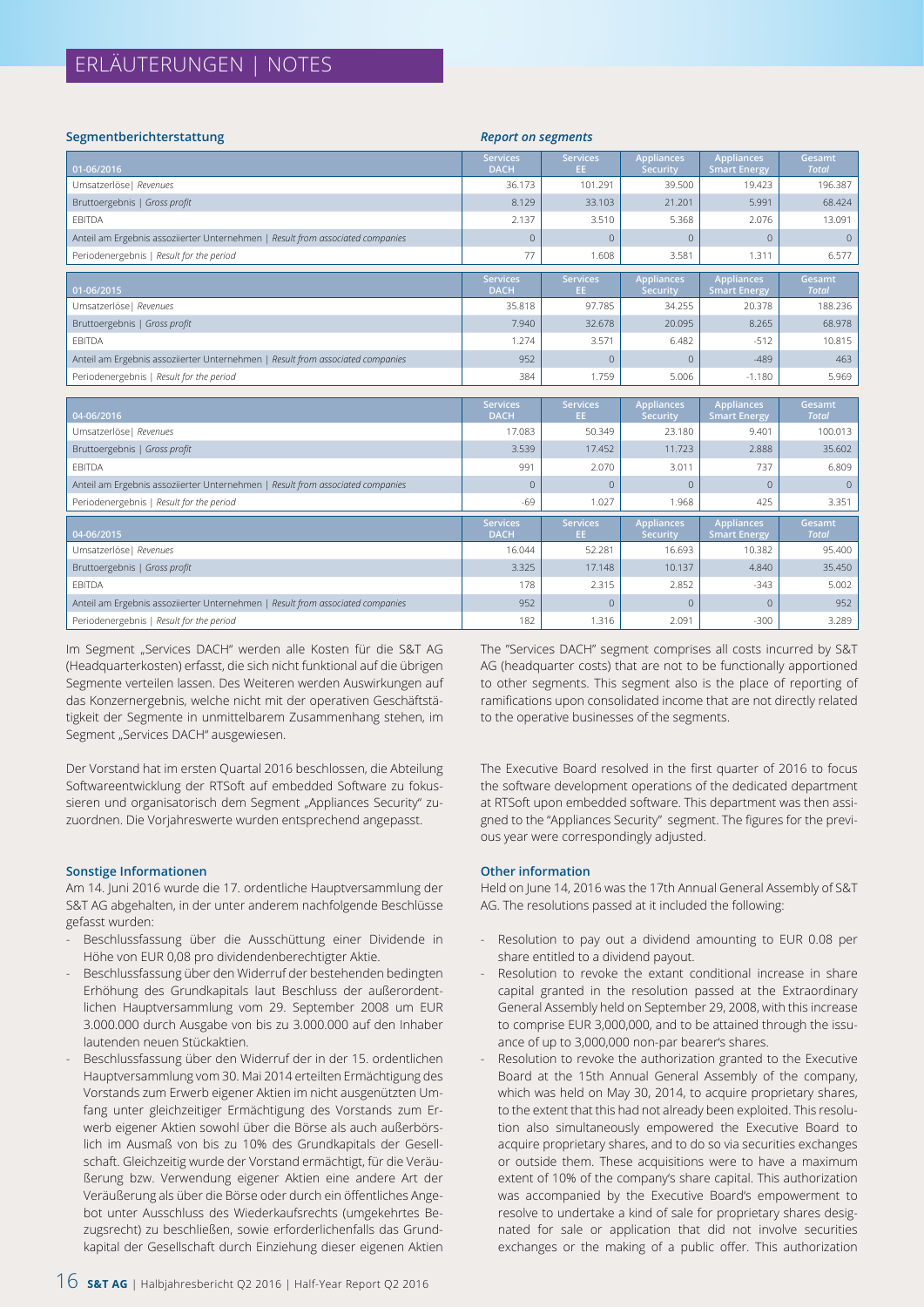## Segmentberichterstattung | *Report on segments*

| 01-06/2016 | Services DACH | Services EE | Appliances Security | Appliances Smart Energy | Gesamt *Total* |
|---|---|---|---|---|---|
| Umsatzerlöse \| *Revenues* | 36.173 | 101.291 | 39.500 | 19.423 | 196.387 |
| Bruttoergebnis \| *Gross profit* | 8.129 | 33.103 | 21.201 | 5.991 | 68.424 |
| EBITDA | 2.137 | 3.510 | 5.368 | 2.076 | 13.091 |
| Anteil am Ergebnis assoziierter Unternehmen \| *Result from associated companies* | 0 | 0 | 0 | 0 | 0 |
| Periodenergebnis \| *Result for the period* | 77 | 1.608 | 3.581 | 1.311 | 6.577 |

| 01-06/2015 | Services DACH | Services EE | Appliances Security | Appliances Smart Energy | Gesamt *Total* |
|---|---|---|---|---|---|
| Umsatzerlöse \| *Revenues* | 35.818 | 97.785 | 34.255 | 20.378 | 188.236 |
| Bruttoergebnis \| *Gross profit* | 7.940 | 32.678 | 20.095 | 8.265 | 68.978 |
| EBITDA | 1.274 | 3.571 | 6.482 | -512 | 10.815 |
| Anteil am Ergebnis assoziierter Unternehmen \| *Result from associated companies* | 952 | 0 | 0 | -489 | 463 |
| Periodenergebnis \| *Result for the period* | 384 | 1.759 | 5.006 | -1.180 | 5.969 |

| 04-06/2016 | Services DACH | Services EE | Appliances Security | Appliances Smart Energy | Gesamt *Total* |
|---|---|---|---|---|---|
| Umsatzerlöse \| *Revenues* | 17.083 | 50.349 | 23.180 | 9.401 | 100.013 |
| Bruttoergebnis \| *Gross profit* | 3.539 | 17.452 | 11.723 | 2.888 | 35.602 |
| EBITDA | 991 | 2.070 | 3.011 | 737 | 6.809 |
| Anteil am Ergebnis assoziierter Unternehmen \| *Result from associated companies* | 0 | 0 | 0 | 0 | 0 |
| Periodenergebnis \| *Result for the period* | -69 | 1.027 | 1.968 | 425 | 3.351 |

| 04-06/2015 | Services DACH | Services EE | Appliances Security | Appliances Smart Energy | Gesamt *Total* |
|---|---|---|---|---|---|
| Umsatzerlöse \| *Revenues* | 16.044 | 52.281 | 16.693 | 10.382 | 95.400 |
| Bruttoergebnis \| *Gross profit* | 3.325 | 17.148 | 10.137 | 4.840 | 35.450 |
| EBITDA | 178 | 2.315 | 2.852 | -343 | 5.002 |
| Anteil am Ergebnis assoziierter Unternehmen \| *Result from associated companies* | 952 | 0 | 0 | 0 | 952 |
| Periodenergebnis \| *Result for the period* | 182 | 1.316 | 2.091 | -300 | 3.289 |

Im Segment „Services DACH" werden alle Kosten für die S&T AG (Headquarterkosten) erfasst, die sich nicht funktional auf die übrigen Segmente verteilen lassen. Des Weiteren werden Auswirkungen auf das Konzernergebnis, welche nicht mit der operativen Geschäftstätigkeit der Segmente in unmittelbarem Zusammenhang stehen, im Segment „Services DACH" ausgewiesen.

Der Vorstand hat im ersten Quartal 2016 beschlossen, die Abteilung Softwareentwicklung der RTSoft auf embedded Software zu fokussieren und organisatorisch dem Segment „Appliances Security" zuzuordnen. Die Vorjahreswerte wurden entsprechend angepasst.

### Sonstige Informationen

Am 14. Juni 2016 wurde die 17. ordentliche Hauptversammlung der S&T AG abgehalten, in der unter anderem nachfolgende Beschlüsse gefasst wurden:

- Beschlussfassung über die Ausschüttung einer Dividende in Höhe von EUR 0,08 pro dividendenberechtigter Aktie.
- Beschlussfassung über den Widerruf der bestehenden bedingten Erhöhung des Grundkapitals laut Beschluss der außerordentlichen Hauptversammlung vom 29. September 2008 um EUR 3.000.000 durch Ausgabe von bis zu 3.000.000 auf den Inhaber lautenden neuen Stückaktien.
- Beschlussfassung über den Widerruf der in der 15. ordentlichen Hauptversammlung vom 30. Mai 2014 erteilten Ermächtigung des Vorstands zum Erwerb eigener Aktien im nicht ausgenützten Umfang unter gleichzeitiger Ermächtigung des Vorstands zum Erwerb eigener Aktien sowohl über die Börse als auch außerbörslich im Ausmaß von bis zu 10% des Grundkapitals der Gesellschaft. Gleichzeitig wurde der Vorstand ermächtigt, für die Veräußerung bzw. Verwendung eigener Aktien eine andere Art der Veräußerung als über die Börse oder durch ein öffentliches Angebot unter Ausschluss des Wiederkaufsrechts (umgekehrtes Bezugsrecht) zu beschließen, sowie erforderlichenfalls das Grundkapital der Gesellschaft durch Einziehung dieser eigenen Aktien

The "Services DACH" segment comprises all costs incurred by S&T AG (headquarter costs) that are not to be functionally apportioned to other segments. This segment also is the place of reporting of ramifications upon consolidated income that are not directly related to the operative businesses of the segments.

The Executive Board resolved in the first quarter of 2016 to focus the software development operations of the dedicated department at RTSoft upon embedded software. This department was then assigned to the "Appliances Security" segment. The figures for the previous year were correspondingly adjusted.

### Other information

Held on June 14, 2016 was the 17th Annual General Assembly of S&T AG. The resolutions passed at it included the following:

- Resolution to pay out a dividend amounting to EUR 0.08 per share entitled to a dividend payout.
- Resolution to revoke the extant conditional increase in share capital granted in the resolution passed at the Extraordinary General Assembly held on September 29, 2008, with this increase to comprise EUR 3,000,000, and to be attained through the issuance of up to 3,000,000 non-par bearer's shares.
- Resolution to revoke the authorization granted to the Executive Board at the 15th Annual General Assembly of the company, which was held on May 30, 2014, to acquire proprietary shares, to the extent that this had not already been exploited. This resolution also simultaneously empowered the Executive Board to acquire proprietary shares, and to do so via securities exchanges or outside them. These acquisitions were to have a maximum extent of 10% of the company's share capital. This authorization was accompanied by the Executive Board's empowerment to resolve to undertake a kind of sale for proprietary shares designated for sale or application that did not involve securities exchanges or the making of a public offer. This authorization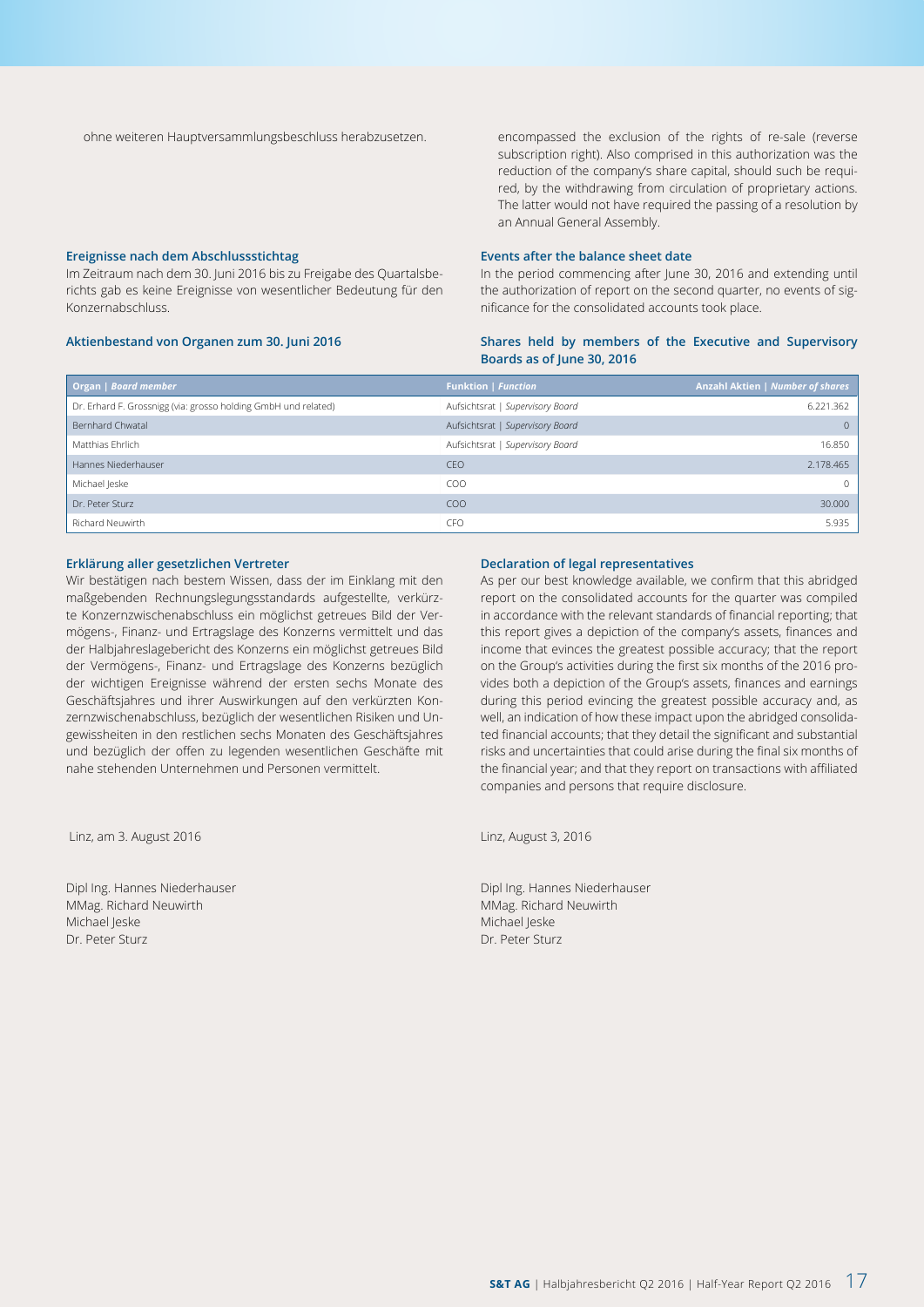ohne weiteren Hauptversammlungsbeschluss herabzusetzen.

encompassed the exclusion of the rights of re-sale (reverse subscription right). Also comprised in this authorization was the reduction of the company's share capital, should such be required, by the withdrawing from circulation of proprietary actions. The latter would not have required the passing of a resolution by an Annual General Assembly.

### Ereignisse nach dem Abschlussstichtag

Im Zeitraum nach dem 30. Juni 2016 bis zu Freigabe des Quartalsberichts gab es keine Ereignisse von wesentlicher Bedeutung für den Konzernabschluss.

### Events after the balance sheet date

In the period commencing after June 30, 2016 and extending until the authorization of report on the second quarter, no events of significance for the consolidated accounts took place.

### Aktienbestand von Organen zum 30. Juni 2016

### Shares held by members of the Executive and Supervisory Boards as of June 30, 2016

| Organ \| *Board member* | Funktion \| *Function* | Anzahl Aktien \| *Number of shares* |
|---|---|---|
| Dr. Erhard F. Grossnigg (via: grosso holding GmbH und related) | Aufsichtsrat \| *Supervisory Board* | 6.221.362 |
| Bernhard Chwatal | Aufsichtsrat \| *Supervisory Board* | 0 |
| Matthias Ehrlich | Aufsichtsrat \| *Supervisory Board* | 16.850 |
| Hannes Niederhauser | CEO | 2.178.465 |
| Michael Jeske | COO | 0 |
| Dr. Peter Sturz | COO | 30.000 |
| Richard Neuwirth | CFO | 5.935 |

### Erklärung aller gesetzlichen Vertreter

Wir bestätigen nach bestem Wissen, dass der im Einklang mit den maßgebenden Rechnungslegungsstandards aufgestellte, verkürzte Konzernzwischenabschluss ein möglichst getreues Bild der Vermögens-, Finanz- und Ertragslage des Konzerns vermittelt und das der Halbjahreslagebericht des Konzerns ein möglichst getreues Bild der Vermögens-, Finanz- und Ertragslage des Konzerns bezüglich der wichtigen Ereignisse während der ersten sechs Monate des Geschäftsjahres und ihrer Auswirkungen auf den verkürzten Konzernzwischenabschluss, bezüglich der wesentlichen Risiken und Ungewissheiten in den restlichen sechs Monaten des Geschäftsjahres und bezüglich der offen zu legenden wesentlichen Geschäfte mit nahe stehenden Unternehmen und Personen vermittelt.

Linz, am 3. August 2016

Dipl Ing. Hannes Niederhauser  
MMag. Richard Neuwirth  
Michael Jeske  
Dr. Peter Sturz

### Declaration of legal representatives

As per our best knowledge available, we confirm that this abridged report on the consolidated accounts for the quarter was compiled in accordance with the relevant standards of financial reporting; that this report gives a depiction of the company's assets, finances and income that evinces the greatest possible accuracy; that the report on the Group's activities during the first six months of the 2016 provides both a depiction of the Group's assets, finances and earnings during this period evincing the greatest possible accuracy and, as well, an indication of how these impact upon the abridged consolidated financial accounts; that they detail the significant and substantial risks and uncertainties that could arise during the final six months of the financial year; and that they report on transactions with affiliated companies and persons that require disclosure.

Linz, August 3, 2016

Dipl Ing. Hannes Niederhauser  
MMag. Richard Neuwirth  
Michael Jeske  
Dr. Peter Sturz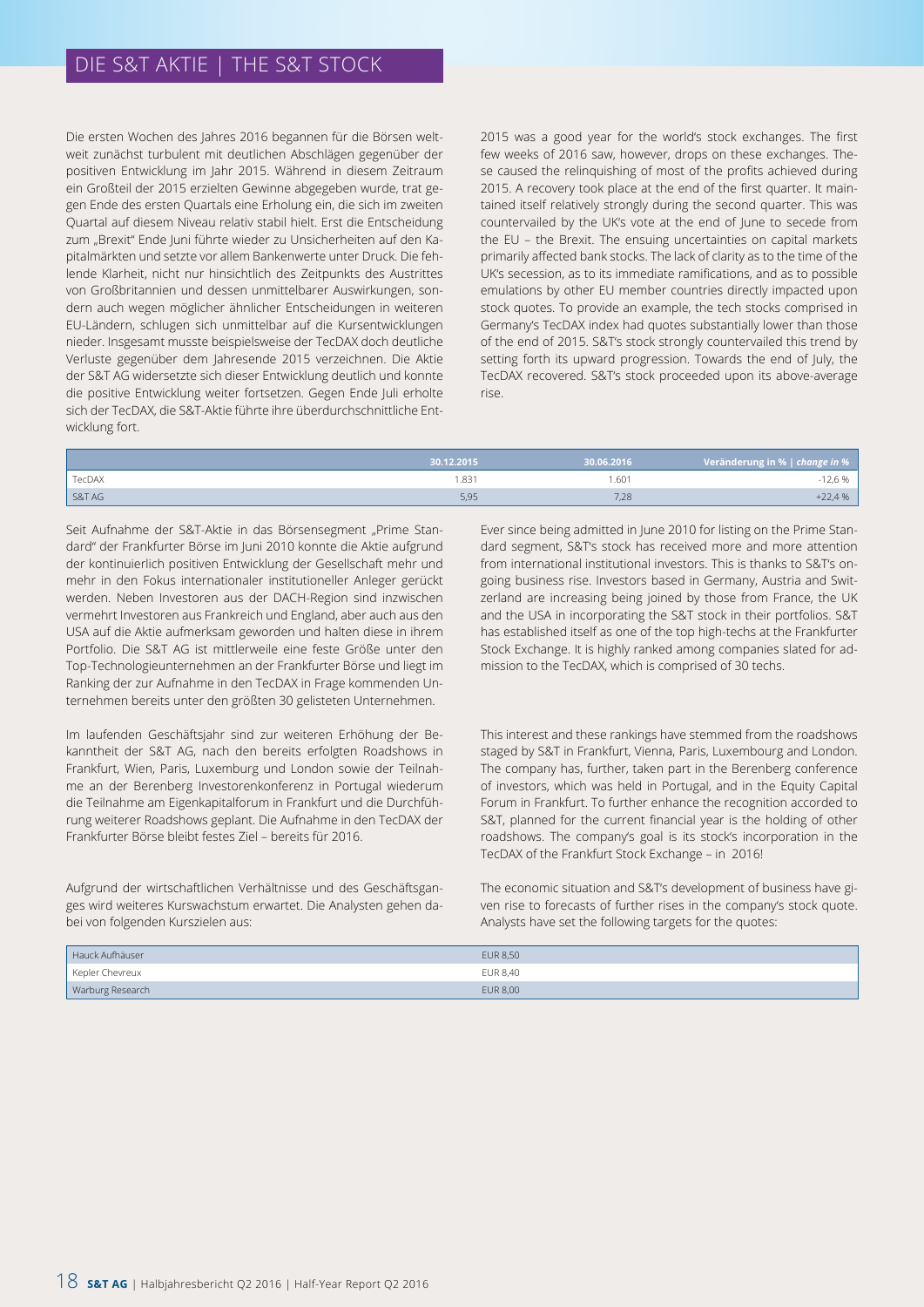# DIE S&T AKTIE | THE S&T STOCK

Die ersten Wochen des Jahres 2016 begannen für die Börsen weltweit zunächst turbulent mit deutlichen Abschlägen gegenüber der positiven Entwicklung im Jahr 2015. Während in diesem Zeitraum ein Großteil der 2015 erzielten Gewinne abgegeben wurde, trat gegen Ende des ersten Quartals eine Erholung ein, die sich im zweiten Quartal auf diesem Niveau relativ stabil hielt. Erst die Entscheidung zum „Brexit" Ende Juni führte wieder zu Unsicherheiten auf den Kapitalmärkten und setzte vor allem Bankenwerte unter Druck. Die fehlende Klarheit, nicht nur hinsichtlich des Zeitpunkts des Austrittes von Großbritannien und dessen unmittelbarer Auswirkungen, sondern auch wegen möglicher ähnlicher Entscheidungen in weiteren EU-Ländern, schlugen sich unmittelbar auf die Kursentwicklungen nieder. Insgesamt musste beispielsweise der TecDAX doch deutliche Verluste gegenüber dem Jahresende 2015 verzeichnen. Die Aktie der S&T AG widersetzte sich dieser Entwicklung deutlich und konnte die positive Entwicklung weiter fortsetzen. Gegen Ende Juli erholte sich der TecDAX, die S&T-Aktie führte ihre überdurchschnittliche Entwicklung fort.

2015 was a good year for the world's stock exchanges. The first few weeks of 2016 saw, however, drops on these exchanges. These caused the relinquishing of most of the profits achieved during 2015. A recovery took place at the end of the first quarter. It maintained itself relatively strongly during the second quarter. This was countervailed by the UK's vote at the end of June to secede from the EU – the Brexit. The ensuing uncertainties on capital markets primarily affected bank stocks. The lack of clarity as to the time of the UK's secession, as to its immediate ramifications, and as to possible emulations by other EU member countries directly impacted upon stock quotes. To provide an example, the tech stocks comprised in Germany's TecDAX index had quotes substantially lower than those of the end of 2015. S&T's stock strongly countervailed this trend by setting forth its upward progression. Towards the end of July, the TecDAX recovered. S&T's stock proceeded upon its above-average rise.

| | 30.12.2015 | 30.06.2016 | Veränderung in % \| *change in %* |
|---|---|---|---|
| TecDAX | 1.831 | 1.601 | -12,6 % |
| S&T AG | 5,95 | 7,28 | +22,4 % |

Seit Aufnahme der S&T-Aktie in das Börsensegment „Prime Standard" der Frankfurter Börse im Juni 2010 konnte die Aktie aufgrund der kontinuierlich positiven Entwicklung der Gesellschaft mehr und mehr in den Fokus internationaler institutioneller Anleger gerückt werden. Neben Investoren aus der DACH-Region sind inzwischen vermehrt Investoren aus Frankreich und England, aber auch aus den USA auf die Aktie aufmerksam geworden und halten diese in ihrem Portfolio. Die S&T AG ist mittlerweile eine feste Größe unter den Top-Technologieunternehmen an der Frankfurter Börse und liegt im Ranking der zur Aufnahme in den TecDAX in Frage kommenden Unternehmen bereits unter den größten 30 gelisteten Unternehmen.

Ever since being admitted in June 2010 for listing on the Prime Standard segment, S&T's stock has received more and more attention from international institutional investors. This is thanks to S&T's ongoing business rise. Investors based in Germany, Austria and Switzerland are increasing being joined by those from France, the UK and the USA in incorporating the S&T stock in their portfolios. S&T has established itself as one of the top high-techs at the Frankfurter Stock Exchange. It is highly ranked among companies slated for admission to the TecDAX, which is comprised of 30 techs.

Im laufenden Geschäftsjahr sind zur weiteren Erhöhung der Bekanntheit der S&T AG, nach den bereits erfolgten Roadshows in Frankfurt, Wien, Paris, Luxemburg und London sowie der Teilnahme an der Berenberg Investorenkonferenz in Portugal wiederum die Teilnahme am Eigenkapitalforum in Frankfurt und die Durchführung weiterer Roadshows geplant. Die Aufnahme in den TecDAX der Frankfurter Börse bleibt festes Ziel – bereits für 2016.

This interest and these rankings have stemmed from the roadshows staged by S&T in Frankfurt, Vienna, Paris, Luxembourg and London. The company has, further, taken part in the Berenberg conference of investors, which was held in Portugal, and in the Equity Capital Forum in Frankfurt. To further enhance the recognition accorded to S&T, planned for the current financial year is the holding of other roadshows. The company's goal is its stock's incorporation in the TecDAX of the Frankfurt Stock Exchange – in 2016!

Aufgrund der wirtschaftlichen Verhältnisse und des Geschäftsganges wird weiteres Kurswachstum erwartet. Die Analysten gehen dabei von folgenden Kurszielen aus:

The economic situation and S&T's development of business have given rise to forecasts of further rises in the company's stock quote. Analysts have set the following targets for the quotes:

| | |
|---|---|
| Hauck Aufhäuser | EUR 8,50 |
| Kepler Chevreux | EUR 8,40 |
| Warburg Research | EUR 8,00 |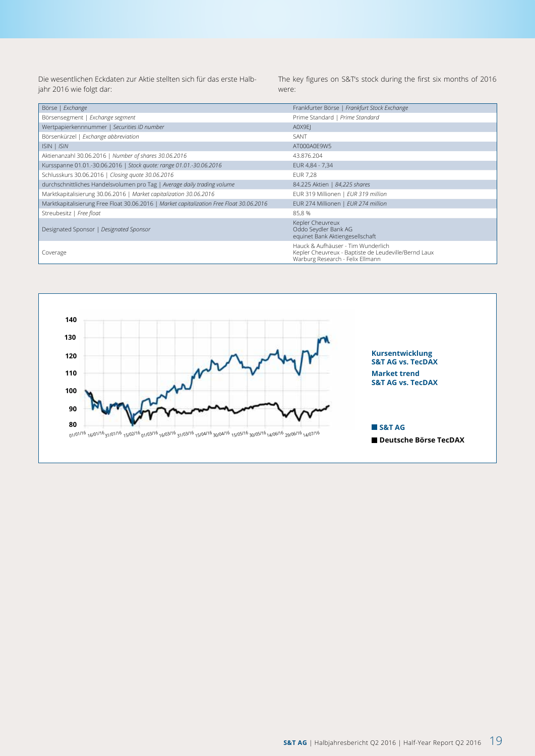Die wesentlichen Eckdaten zur Aktie stellten sich für das erste Halbjahr 2016 wie folgt dar:

The key figures on S&T's stock during the first six months of 2016 were:

| Börse \| *Exchange* | Frankfurter Börse \| *Frankfurt Stock Exchange* |
|---|---|
| Börsensegment \| *Exchange segment* | Prime Standard \| *Prime Standard* |
| Wertpapierkennnummer \| *Securities ID number* | A0X9EJ |
| Börsenkürzel \| *Exchange abbreviation* | SANT |
| ISIN \| *ISIN* | AT000A0E9W5 |
| Aktienanzahl 30.06.2016 \| *Number of shares 30.06.2016* | 43.876.204 |
| Kursspanne 01.01.-30.06.2016 \| *Stock quote: range 01.01.-30.06.2016* | EUR 4,84 - 7,34 |
| Schlusskurs 30.06.2016 \| *Closing quote 30.06.2016* | EUR 7,28 |
| durchschnittliches Handelsvolumen pro Tag \| *Average daily trading volume* | 84.225 Aktien \| *84,225 shares* |
| Marktkapitalisierung 30.06.2016 \| *Market capitalization 30.06.2016* | EUR 319 Millionen \| *EUR 319 million* |
| Marktkapitalisierung Free Float 30.06.2016 \| *Market capitalization Free Float 30.06.2016* | EUR 274 Millionen \| *EUR 274 million* |
| Streubesitz \| *Free float* | 85,8 % |
| Designated Sponsor \| *Designated Sponsor* | Kepler Cheuvreux<br>Oddo Seydler Bank AG<br>equinet Bank Aktiengesellschaft |
| Coverage | Hauck & Aufhäuser - Tim Wunderlich<br>Kepler Cheuvreux - Baptiste de Leudeville/Bernd Laux<br>Warburg Research - Felix Ellmann |

**Kursentwicklung S&T AG vs. TecDAX**

**Market trend S&T AG vs. TecDAX**

■ S&T AG

■ Deutsche Börse TecDAX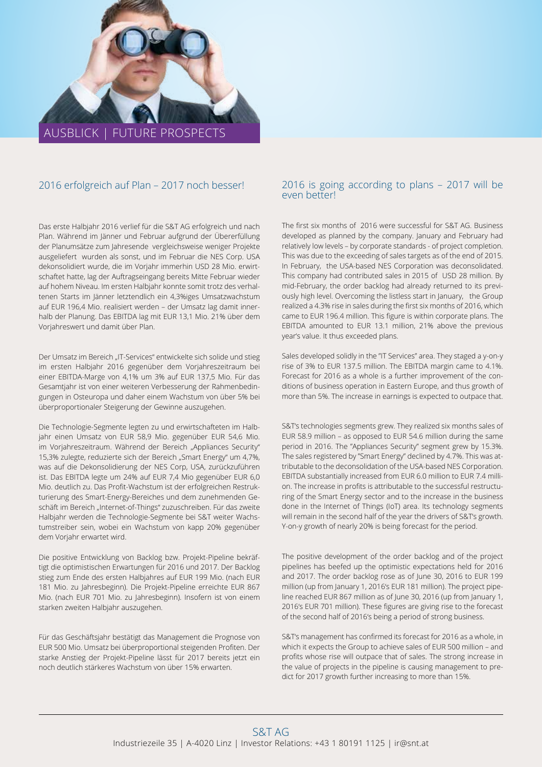# AUSBLICK | FUTURE PROSPECTS

## 2016 erfolgreich auf Plan – 2017 noch besser!

Das erste Halbjahr 2016 verlief für die S&T AG erfolgreich und nach Plan. Während im Jänner und Februar aufgrund der Übererfüllung der Planumsätze zum Jahresende vergleichsweise weniger Projekte ausgeliefert wurden als sonst, und im Februar die NES Corp. USA dekonsolidiert wurde, die im Vorjahr immerhin USD 28 Mio. erwirtschaftet hatte, lag der Auftragseingang bereits Mitte Februar wieder auf hohem Niveau. Im ersten Halbjahr konnte somit trotz des verhaltenen Starts im Jänner letztendlich ein 4,3%iges Umsatzwachstum auf EUR 196,4 Mio. realisiert werden – der Umsatz lag damit innerhalb der Planung. Das EBITDA lag mit EUR 13,1 Mio. 21% über dem Vorjahreswert und damit über Plan.

Der Umsatz im Bereich „IT-Services" entwickelte sich solide und stieg im ersten Halbjahr 2016 gegenüber dem Vorjahreszeitraum bei einer EBITDA-Marge von 4,1% um 3% auf EUR 137,5 Mio. Für das Gesamtjahr ist von einer weiteren Verbesserung der Rahmenbedingungen in Osteuropa und daher einem Wachstum von über 5% bei überproportionaler Steigerung der Gewinne auszugehen.

Die Technologie-Segmente legten zu und erwirtschafteten im Halbjahr einen Umsatz von EUR 58,9 Mio. gegenüber EUR 54,6 Mio. im Vorjahreszeitraum. Während der Bereich „Appliances Security" 15,3% zulegte, reduzierte sich der Bereich „Smart Energy" um 4,7%, was auf die Dekonsolidierung der NES Corp, USA, zurückzuführen ist. Das EBITDA legte um 24% auf EUR 7,4 Mio gegenüber EUR 6,0 Mio. deutlich zu. Das Profit-Wachstum ist der erfolgreichen Restrukturierung des Smart-Energy-Bereiches und dem zunehmenden Geschäft im Bereich „Internet-of-Things" zuzuschreiben. Für das zweite Halbjahr werden die Technologie-Segmente bei S&T weiter Wachstumstreiber sein, wobei ein Wachstum von kapp 20% gegenüber dem Vorjahr erwartet wird.

Die positive Entwicklung von Backlog bzw. Projekt-Pipeline bekräftigt die optimistischen Erwartungen für 2016 und 2017. Der Backlog stieg zum Ende des ersten Halbjahres auf EUR 199 Mio. (nach EUR 181 Mio. zu Jahresbeginn). Die Projekt-Pipeline erreichte EUR 867 Mio. (nach EUR 701 Mio. zu Jahresbeginn). Insofern ist von einem starken zweiten Halbjahr auszugehen.

Für das Geschäftsjahr bestätigt das Management die Prognose von EUR 500 Mio. Umsatz bei überproportional steigenden Profiten. Der starke Anstieg der Projekt-Pipeline lässt für 2017 bereits jetzt ein noch deutlich stärkeres Wachstum von über 15% erwarten.

## 2016 is going according to plans – 2017 will be even better!

The first six months of 2016 were successful for S&T AG. Business developed as planned by the company. January and February had relatively low levels – by corporate standards - of project completion. This was due to the exceeding of sales targets as of the end of 2015. In February, the USA-based NES Corporation was deconsolidated. This company had contributed sales in 2015 of USD 28 million. By mid-February, the order backlog had already returned to its previously high level. Overcoming the listless start in January, the Group realized a 4.3% rise in sales during the first six months of 2016, which came to EUR 196.4 million. This figure is within corporate plans. The EBITDA amounted to EUR 13.1 million, 21% above the previous year's value. It thus exceeded plans.

Sales developed solidly in the "IT Services" area. They staged a y-on-y rise of 3% to EUR 137.5 million. The EBITDA margin came to 4.1%. Forecast for 2016 as a whole is a further improvement of the conditions of business operation in Eastern Europe, and thus growth of more than 5%. The increase in earnings is expected to outpace that.

S&T's technologies segments grew. They realized six months sales of EUR 58.9 million – as opposed to EUR 54.6 million during the same period in 2016. The "Appliances Security" segment grew by 15.3%. The sales registered by "Smart Energy" declined by 4.7%. This was attributable to the deconsolidation of the USA-based NES Corporation. EBITDA substantially increased from EUR 6.0 million to EUR 7.4 million. The increase in profits is attributable to the successful restructuring of the Smart Energy sector and to the increase in the business done in the Internet of Things (IoT) area. Its technology segments will remain in the second half of the year the drivers of S&T's growth. Y-on-y growth of nearly 20% is being forecast for the period.

The positive development of the order backlog and of the project pipelines has beefed up the optimistic expectations held for 2016 and 2017. The order backlog rose as of June 30, 2016 to EUR 199 million (up from January 1, 2016's EUR 181 million). The project pipeline reached EUR 867 million as of June 30, 2016 (up from January 1, 2016's EUR 701 million). These figures are giving rise to the forecast of the second half of 2016's being a period of strong business.

S&T's management has confirmed its forecast for 2016 as a whole, in which it expects the Group to achieve sales of EUR 500 million – and profits whose rise will outpace that of sales. The strong increase in the value of projects in the pipeline is causing management to predict for 2017 growth further increasing to more than 15%.

S&T AG
Industriezeile 35 | A-4020 Linz | Investor Relations: +43 1 80191 1125 | ir@snt.at